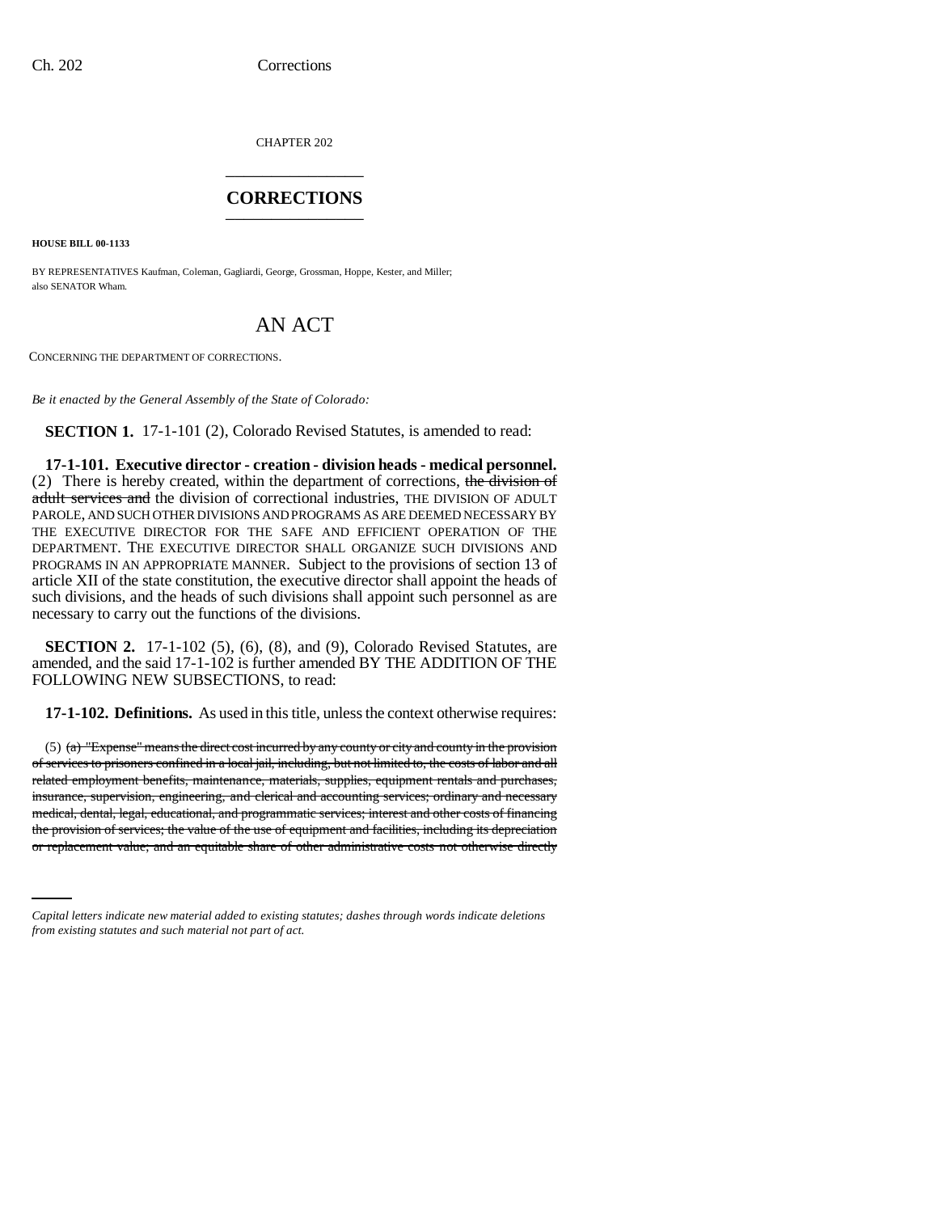CHAPTER 202

## CORRECTIONS

**HOUSE BILL 00-1133**

BY REPRESENTATIVES Kaufman, Coleman, Gagliardi, George, Grossman, Hoppe, Kester, and Miller; also SENATOR Wham.

# AN ACT

CONCERNING THE DEPARTMENT OF CORRECTIONS.

*Be it enacted by the General Assembly of the State of Colorado:*

**SECTION 1.** 17-1-101 (2), Colorado Revised Statutes, is amended to read:

**17-1-101. Executive director - creation - division heads - medical personnel.** (2) There is hereby created, within the department of corrections, ~~the division of adult services and~~ the division of correctional industries, THE DIVISION OF ADULT PAROLE, AND SUCH OTHER DIVISIONS AND PROGRAMS AS ARE DEEMED NECESSARY BY THE EXECUTIVE DIRECTOR FOR THE SAFE AND EFFICIENT OPERATION OF THE DEPARTMENT. THE EXECUTIVE DIRECTOR SHALL ORGANIZE SUCH DIVISIONS AND PROGRAMS IN AN APPROPRIATE MANNER. Subject to the provisions of section 13 of article XII of the state constitution, the executive director shall appoint the heads of such divisions, and the heads of such divisions shall appoint such personnel as are necessary to carry out the functions of the divisions.

**SECTION 2.** 17-1-102 (5), (6), (8), and (9), Colorado Revised Statutes, are amended, and the said 17-1-102 is further amended BY THE ADDITION OF THE FOLLOWING NEW SUBSECTIONS, to read:

**17-1-102. Definitions.** As used in this title, unless the context otherwise requires:

(5) ~~(a) "Expense" means the direct cost incurred by any county or city and county in the provision of services to prisoners confined in a local jail, including, but not limited to, the costs of labor and all related employment benefits, maintenance, materials, supplies, equipment rentals and purchases, insurance, supervision, engineering, and clerical and accounting services; ordinary and necessary medical, dental, legal, educational, and programmatic services; interest and other costs of financing the provision of services; the value of the use of equipment and facilities, including its depreciation or replacement value; and an equitable share of other administrative costs not otherwise directly~~

*Capital letters indicate new material added to existing statutes; dashes through words indicate deletions from existing statutes and such material not part of act.*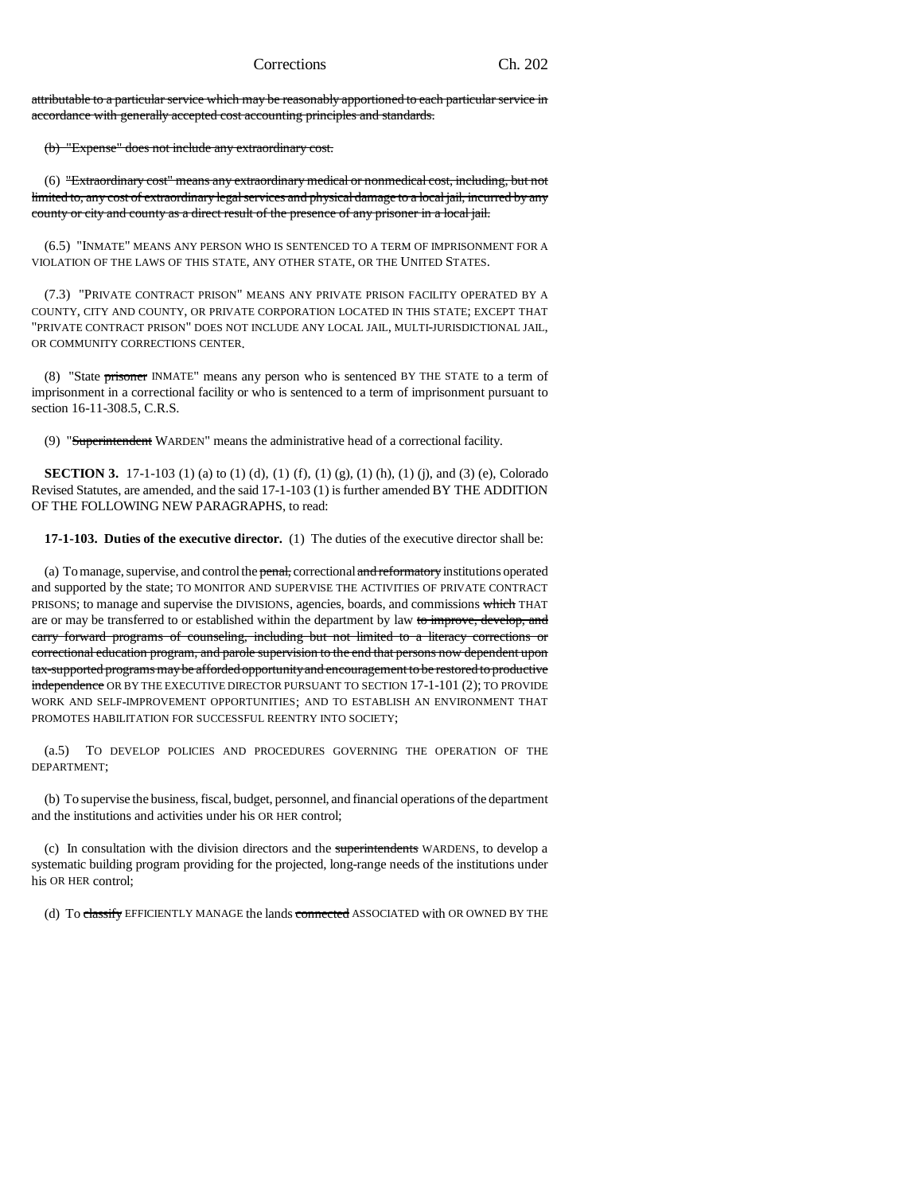~~attributable to a particular service which may be reasonably apportioned to each particular service in accordance with generally accepted cost accounting principles and standards.~~

~~(b) "Expense" does not include any extraordinary cost.~~

(6) ~~"Extraordinary cost" means any extraordinary medical or nonmedical cost, including, but not limited to, any cost of extraordinary legal services and physical damage to a local jail, incurred by any county or city and county as a direct result of the presence of any prisoner in a local jail.~~

(6.5) "INMATE" MEANS ANY PERSON WHO IS SENTENCED TO A TERM OF IMPRISONMENT FOR A VIOLATION OF THE LAWS OF THIS STATE, ANY OTHER STATE, OR THE UNITED STATES.

(7.3) "PRIVATE CONTRACT PRISON" MEANS ANY PRIVATE PRISON FACILITY OPERATED BY A COUNTY, CITY AND COUNTY, OR PRIVATE CORPORATION LOCATED IN THIS STATE; EXCEPT THAT "PRIVATE CONTRACT PRISON" DOES NOT INCLUDE ANY LOCAL JAIL, MULTI-JURISDICTIONAL JAIL, OR COMMUNITY CORRECTIONS CENTER.

(8) "State ~~prisoner~~ INMATE" means any person who is sentenced BY THE STATE to a term of imprisonment in a correctional facility or who is sentenced to a term of imprisonment pursuant to section 16-11-308.5, C.R.S.

(9) "~~Superintendent~~ WARDEN" means the administrative head of a correctional facility.

**SECTION 3.** 17-1-103 (1) (a) to (1) (d), (1) (f), (1) (g), (1) (h), (1) (j), and (3) (e), Colorado Revised Statutes, are amended, and the said 17-1-103 (1) is further amended BY THE ADDITION OF THE FOLLOWING NEW PARAGRAPHS, to read:

**17-1-103. Duties of the executive director.** (1) The duties of the executive director shall be:

(a) To manage, supervise, and control the ~~penal,~~ correctional ~~and reformatory~~ institutions operated and supported by the state; TO MONITOR AND SUPERVISE THE ACTIVITIES OF PRIVATE CONTRACT PRISONS; to manage and supervise the DIVISIONS, agencies, boards, and commissions ~~which~~ THAT are or may be transferred to or established within the department by law ~~to improve, develop, and carry forward programs of counseling, including but not limited to a literacy corrections or correctional education program, and parole supervision to the end that persons now dependent upon tax-supported programs may be afforded opportunity and encouragement to be restored to productive independence~~ OR BY THE EXECUTIVE DIRECTOR PURSUANT TO SECTION 17-1-101 (2); TO PROVIDE WORK AND SELF-IMPROVEMENT OPPORTUNITIES; AND TO ESTABLISH AN ENVIRONMENT THAT PROMOTES HABILITATION FOR SUCCESSFUL REENTRY INTO SOCIETY;

(a.5) TO DEVELOP POLICIES AND PROCEDURES GOVERNING THE OPERATION OF THE DEPARTMENT;

(b) To supervise the business, fiscal, budget, personnel, and financial operations of the department and the institutions and activities under his OR HER control;

(c) In consultation with the division directors and the ~~superintendents~~ WARDENS, to develop a systematic building program providing for the projected, long-range needs of the institutions under his OR HER control;

(d) To ~~classify~~ EFFICIENTLY MANAGE the lands ~~connected~~ ASSOCIATED with OR OWNED BY THE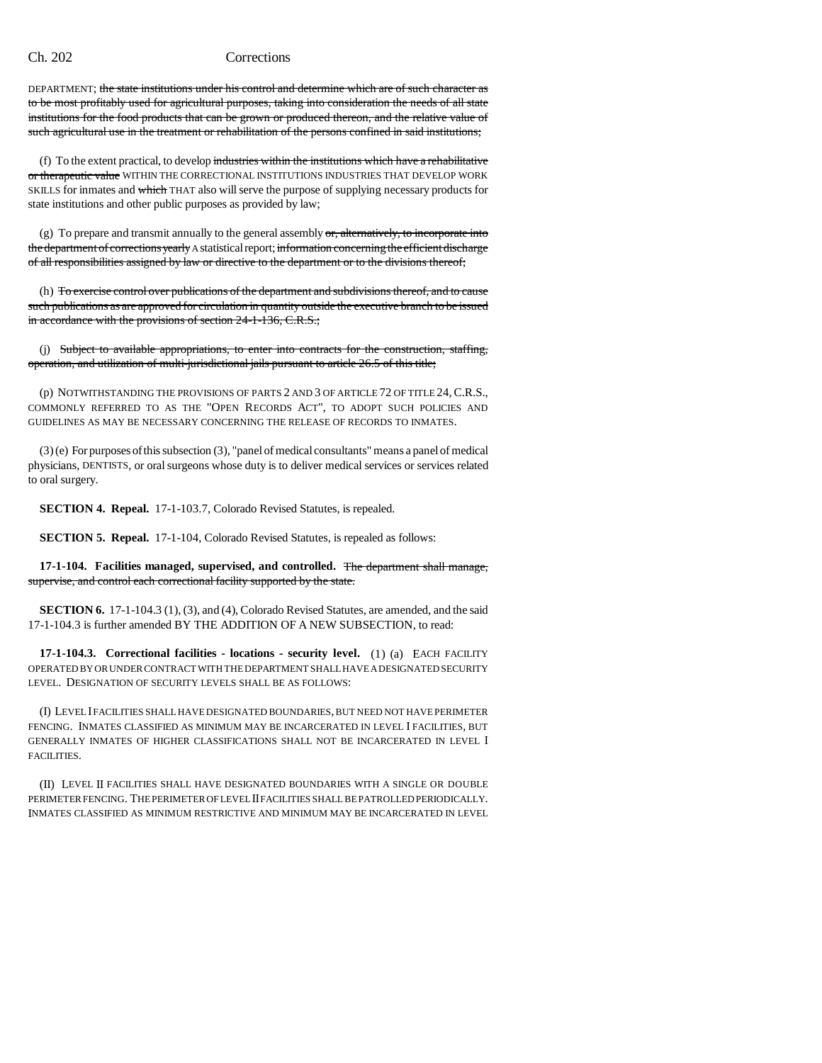DEPARTMENT; ~~the state institutions under his control and determine which are of such character as to be most profitably used for agricultural purposes, taking into consideration the needs of all state institutions for the food products that can be grown or produced thereon, and the relative value of such agricultural use in the treatment or rehabilitation of the persons confined in said institutions;~~

(f) To the extent practical, to develop ~~industries within the institutions which have a rehabilitative or therapeutic value~~ WITHIN THE CORRECTIONAL INSTITUTIONS INDUSTRIES THAT DEVELOP WORK SKILLS for inmates and ~~which~~ THAT also will serve the purpose of supplying necessary products for state institutions and other public purposes as provided by law;

(g) To prepare and transmit annually to the general assembly ~~or, alternatively, to incorporate into the department of corrections yearly~~ A statistical report; ~~information concerning the efficient discharge of all responsibilities assigned by law or directive to the department or to the divisions thereof;~~

(h) ~~To exercise control over publications of the department and subdivisions thereof, and to cause such publications as are approved for circulation in quantity outside the executive branch to be issued in accordance with the provisions of section 24-1-136, C.R.S.;~~

(j) ~~Subject to available appropriations, to enter into contracts for the construction, staffing, operation, and utilization of multi-jurisdictional jails pursuant to article 26.5 of this title;~~

(p) NOTWITHSTANDING THE PROVISIONS OF PARTS 2 AND 3 OF ARTICLE 72 OF TITLE 24, C.R.S., COMMONLY REFERRED TO AS THE "OPEN RECORDS ACT", TO ADOPT SUCH POLICIES AND GUIDELINES AS MAY BE NECESSARY CONCERNING THE RELEASE OF RECORDS TO INMATES.

(3) (e) For purposes of this subsection (3), "panel of medical consultants" means a panel of medical physicians, DENTISTS, or oral surgeons whose duty is to deliver medical services or services related to oral surgery.

**SECTION 4. Repeal.** 17-1-103.7, Colorado Revised Statutes, is repealed.

**SECTION 5. Repeal.** 17-1-104, Colorado Revised Statutes, is repealed as follows:

**17-1-104. Facilities managed, supervised, and controlled.** ~~The department shall manage, supervise, and control each correctional facility supported by the state.~~

**SECTION 6.** 17-1-104.3 (1), (3), and (4), Colorado Revised Statutes, are amended, and the said 17-1-104.3 is further amended BY THE ADDITION OF A NEW SUBSECTION, to read:

**17-1-104.3. Correctional facilities - locations - security level.** (1) (a) EACH FACILITY OPERATED BY OR UNDER CONTRACT WITH THE DEPARTMENT SHALL HAVE A DESIGNATED SECURITY LEVEL. DESIGNATION OF SECURITY LEVELS SHALL BE AS FOLLOWS:

(I) LEVEL I FACILITIES SHALL HAVE DESIGNATED BOUNDARIES, BUT NEED NOT HAVE PERIMETER FENCING. INMATES CLASSIFIED AS MINIMUM MAY BE INCARCERATED IN LEVEL I FACILITIES, BUT GENERALLY INMATES OF HIGHER CLASSIFICATIONS SHALL NOT BE INCARCERATED IN LEVEL I FACILITIES.

(II) LEVEL II FACILITIES SHALL HAVE DESIGNATED BOUNDARIES WITH A SINGLE OR DOUBLE PERIMETER FENCING. THE PERIMETER OF LEVEL II FACILITIES SHALL BE PATROLLED PERIODICALLY. INMATES CLASSIFIED AS MINIMUM RESTRICTIVE AND MINIMUM MAY BE INCARCERATED IN LEVEL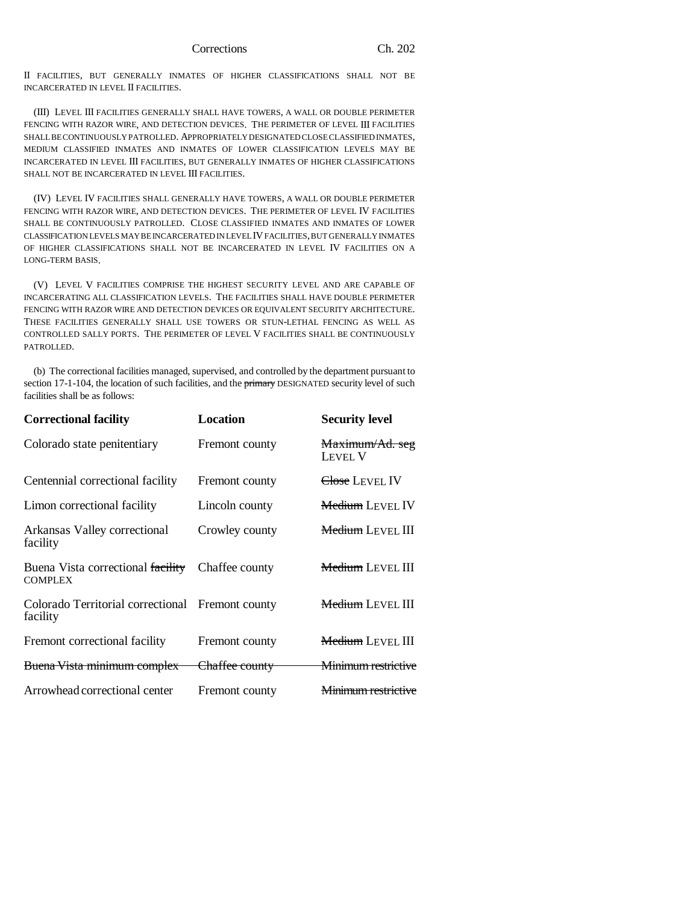II FACILITIES, BUT GENERALLY INMATES OF HIGHER CLASSIFICATIONS SHALL NOT BE INCARCERATED IN LEVEL II FACILITIES.

(III) LEVEL III FACILITIES GENERALLY SHALL HAVE TOWERS, A WALL OR DOUBLE PERIMETER FENCING WITH RAZOR WIRE, AND DETECTION DEVICES. THE PERIMETER OF LEVEL III FACILITIES SHALL BE CONTINUOUSLY PATROLLED. APPROPRIATELY DESIGNATED CLOSE CLASSIFIED INMATES, MEDIUM CLASSIFIED INMATES AND INMATES OF LOWER CLASSIFICATION LEVELS MAY BE INCARCERATED IN LEVEL III FACILITIES, BUT GENERALLY INMATES OF HIGHER CLASSIFICATIONS SHALL NOT BE INCARCERATED IN LEVEL III FACILITIES.

(IV) LEVEL IV FACILITIES SHALL GENERALLY HAVE TOWERS, A WALL OR DOUBLE PERIMETER FENCING WITH RAZOR WIRE, AND DETECTION DEVICES. THE PERIMETER OF LEVEL IV FACILITIES SHALL BE CONTINUOUSLY PATROLLED. CLOSE CLASSIFIED INMATES AND INMATES OF LOWER CLASSIFICATION LEVELS MAY BE INCARCERATED IN LEVEL IV FACILITIES, BUT GENERALLY INMATES OF HIGHER CLASSIFICATIONS SHALL NOT BE INCARCERATED IN LEVEL IV FACILITIES ON A LONG-TERM BASIS.

(V) LEVEL V FACILITIES COMPRISE THE HIGHEST SECURITY LEVEL AND ARE CAPABLE OF INCARCERATING ALL CLASSIFICATION LEVELS. THE FACILITIES SHALL HAVE DOUBLE PERIMETER FENCING WITH RAZOR WIRE AND DETECTION DEVICES OR EQUIVALENT SECURITY ARCHITECTURE. THESE FACILITIES GENERALLY SHALL USE TOWERS OR STUN-LETHAL FENCING AS WELL AS CONTROLLED SALLY PORTS. THE PERIMETER OF LEVEL V FACILITIES SHALL BE CONTINUOUSLY PATROLLED.

(b) The correctional facilities managed, supervised, and controlled by the department pursuant to section 17-1-104, the location of such facilities, and the ~~primary~~ DESIGNATED security level of such facilities shall be as follows:

| **Correctional facility** | **Location** | **Security level** |
|---|---|---|
| Colorado state penitentiary | Fremont county | ~~Maximum/Ad. seg~~ LEVEL V |
| Centennial correctional facility | Fremont county | ~~Close~~ LEVEL IV |
| Limon correctional facility | Lincoln county | ~~Medium~~ LEVEL IV |
| Arkansas Valley correctional facility | Crowley county | ~~Medium~~ LEVEL III |
| Buena Vista correctional ~~facility~~ COMPLEX | Chaffee county | ~~Medium~~ LEVEL III |
| Colorado Territorial correctional facility | Fremont county | ~~Medium~~ LEVEL III |
| Fremont correctional facility | Fremont county | ~~Medium~~ LEVEL III |
| ~~Buena Vista minimum complex~~ | ~~Chaffee county~~ | ~~Minimum restrictive~~ |
| Arrowhead correctional center | Fremont county | ~~Minimum restrictive~~ |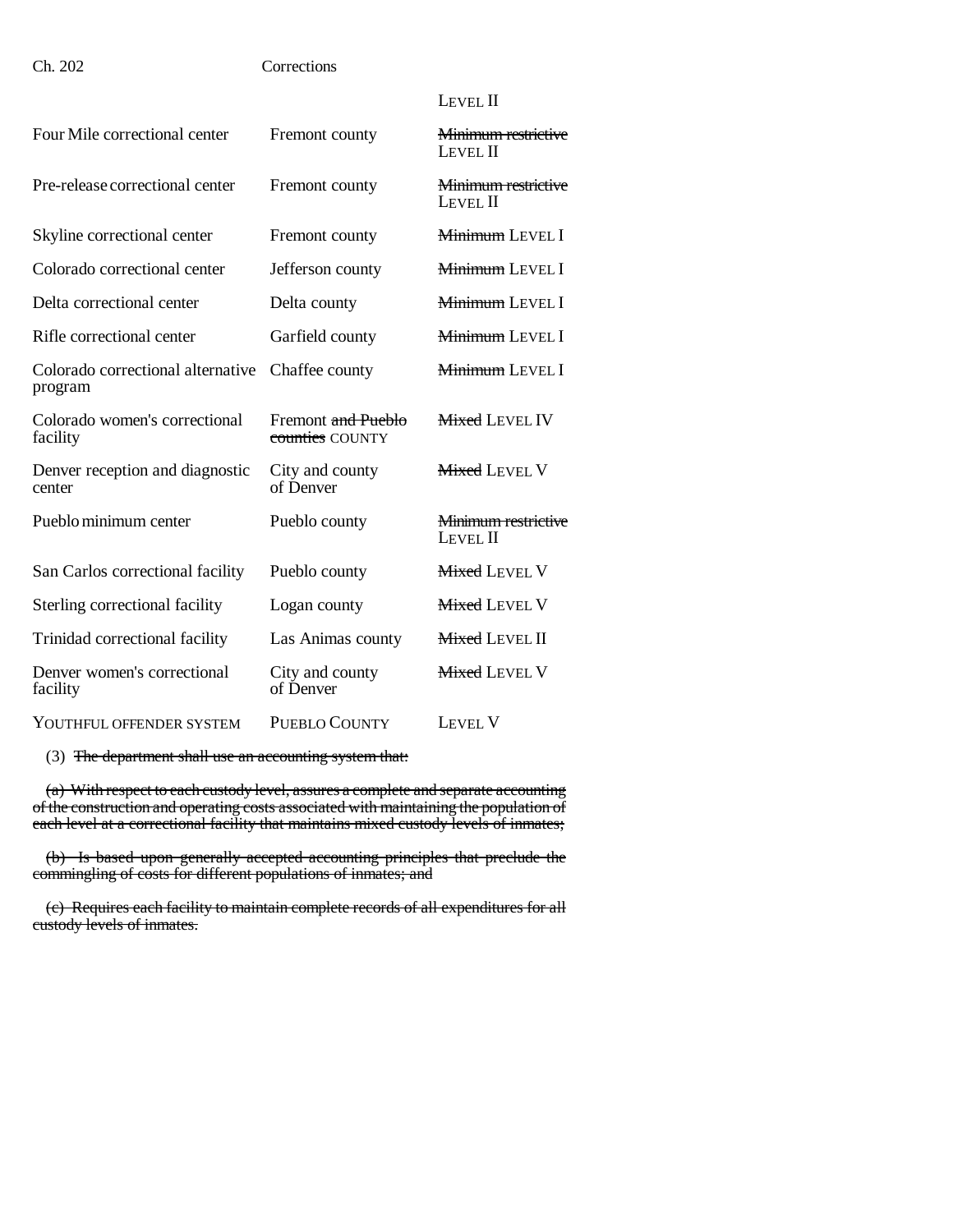| | | |
|---|---|---|
| | | LEVEL II |
| Four Mile correctional center | Fremont county | ~~Minimum restrictive~~ LEVEL II |
| Pre-release correctional center | Fremont county | ~~Minimum restrictive~~ LEVEL II |
| Skyline correctional center | Fremont county | ~~Minimum~~ LEVEL I |
| Colorado correctional center | Jefferson county | ~~Minimum~~ LEVEL I |
| Delta correctional center | Delta county | ~~Minimum~~ LEVEL I |
| Rifle correctional center | Garfield county | ~~Minimum~~ LEVEL I |
| Colorado correctional alternative program | Chaffee county | ~~Minimum~~ LEVEL I |
| Colorado women's correctional facility | Fremont ~~and Pueblo counties~~ COUNTY | ~~Mixed~~ LEVEL IV |
| Denver reception and diagnostic center | City and county of Denver | ~~Mixed~~ LEVEL V |
| Pueblo minimum center | Pueblo county | ~~Minimum restrictive~~ LEVEL II |
| San Carlos correctional facility | Pueblo county | ~~Mixed~~ LEVEL V |
| Sterling correctional facility | Logan county | ~~Mixed~~ LEVEL V |
| Trinidad correctional facility | Las Animas county | ~~Mixed~~ LEVEL II |
| Denver women's correctional facility | City and county of Denver | ~~Mixed~~ LEVEL V |
| YOUTHFUL OFFENDER SYSTEM | PUEBLO COUNTY | LEVEL V |

(3) ~~The department shall use an accounting system that:~~

~~(a) With respect to each custody level, assures a complete and separate accounting of the construction and operating costs associated with maintaining the population of each level at a correctional facility that maintains mixed custody levels of inmates;~~

~~(b) Is based upon generally accepted accounting principles that preclude the commingling of costs for different populations of inmates; and~~

~~(c) Requires each facility to maintain complete records of all expenditures for all custody levels of inmates.~~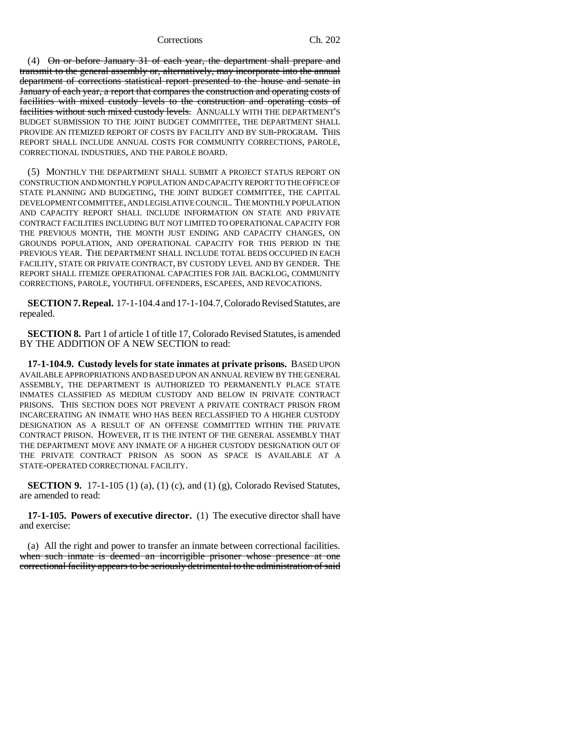(4) ~~On or before January 31 of each year, the department shall prepare and transmit to the general assembly or, alternatively, may incorporate into the annual department of corrections statistical report presented to the house and senate in January of each year, a report that compares the construction and operating costs of facilities with mixed custody levels to the construction and operating costs of facilities without such mixed custody levels.~~ ANNUALLY WITH THE DEPARTMENT'S BUDGET SUBMISSION TO THE JOINT BUDGET COMMITTEE, THE DEPARTMENT SHALL PROVIDE AN ITEMIZED REPORT OF COSTS BY FACILITY AND BY SUB-PROGRAM. THIS REPORT SHALL INCLUDE ANNUAL COSTS FOR COMMUNITY CORRECTIONS, PAROLE, CORRECTIONAL INDUSTRIES, AND THE PAROLE BOARD.

(5) MONTHLY THE DEPARTMENT SHALL SUBMIT A PROJECT STATUS REPORT ON CONSTRUCTION AND MONTHLY POPULATION AND CAPACITY REPORT TO THE OFFICE OF STATE PLANNING AND BUDGETING, THE JOINT BUDGET COMMITTEE, THE CAPITAL DEVELOPMENT COMMITTEE, AND LEGISLATIVE COUNCIL. THE MONTHLY POPULATION AND CAPACITY REPORT SHALL INCLUDE INFORMATION ON STATE AND PRIVATE CONTRACT FACILITIES INCLUDING BUT NOT LIMITED TO OPERATIONAL CAPACITY FOR THE PREVIOUS MONTH, THE MONTH JUST ENDING AND CAPACITY CHANGES, ON GROUNDS POPULATION, AND OPERATIONAL CAPACITY FOR THIS PERIOD IN THE PREVIOUS YEAR. THE DEPARTMENT SHALL INCLUDE TOTAL BEDS OCCUPIED IN EACH FACILITY, STATE OR PRIVATE CONTRACT, BY CUSTODY LEVEL AND BY GENDER. THE REPORT SHALL ITEMIZE OPERATIONAL CAPACITIES FOR JAIL BACKLOG, COMMUNITY CORRECTIONS, PAROLE, YOUTHFUL OFFENDERS, ESCAPEES, AND REVOCATIONS.

**SECTION 7. Repeal.** 17-1-104.4 and 17-1-104.7, Colorado Revised Statutes, are repealed.

**SECTION 8.** Part 1 of article 1 of title 17, Colorado Revised Statutes, is amended BY THE ADDITION OF A NEW SECTION to read:

**17-1-104.9. Custody levels for state inmates at private prisons.** BASED UPON AVAILABLE APPROPRIATIONS AND BASED UPON AN ANNUAL REVIEW BY THE GENERAL ASSEMBLY, THE DEPARTMENT IS AUTHORIZED TO PERMANENTLY PLACE STATE INMATES CLASSIFIED AS MEDIUM CUSTODY AND BELOW IN PRIVATE CONTRACT PRISONS. THIS SECTION DOES NOT PREVENT A PRIVATE CONTRACT PRISON FROM INCARCERATING AN INMATE WHO HAS BEEN RECLASSIFIED TO A HIGHER CUSTODY DESIGNATION AS A RESULT OF AN OFFENSE COMMITTED WITHIN THE PRIVATE CONTRACT PRISON. HOWEVER, IT IS THE INTENT OF THE GENERAL ASSEMBLY THAT THE DEPARTMENT MOVE ANY INMATE OF A HIGHER CUSTODY DESIGNATION OUT OF THE PRIVATE CONTRACT PRISON AS SOON AS SPACE IS AVAILABLE AT A STATE-OPERATED CORRECTIONAL FACILITY.

**SECTION 9.** 17-1-105 (1) (a), (1) (c), and (1) (g), Colorado Revised Statutes, are amended to read:

**17-1-105. Powers of executive director.** (1) The executive director shall have and exercise:

(a) All the right and power to transfer an inmate between correctional facilities. ~~when such inmate is deemed an incorrigible prisoner whose presence at one correctional facility appears to be seriously detrimental to the administration of said~~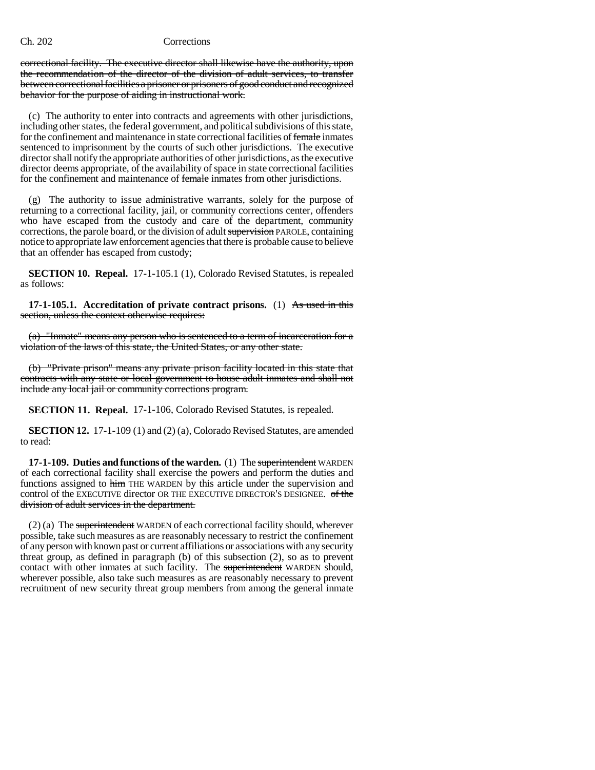~~correctional facility. The executive director shall likewise have the authority, upon the recommendation of the director of the division of adult services, to transfer between correctional facilities a prisoner or prisoners of good conduct and recognized behavior for the purpose of aiding in instructional work.~~

(c) The authority to enter into contracts and agreements with other jurisdictions, including other states, the federal government, and political subdivisions of this state, for the confinement and maintenance in state correctional facilities of ~~female~~ inmates sentenced to imprisonment by the courts of such other jurisdictions. The executive director shall notify the appropriate authorities of other jurisdictions, as the executive director deems appropriate, of the availability of space in state correctional facilities for the confinement and maintenance of ~~female~~ inmates from other jurisdictions.

(g) The authority to issue administrative warrants, solely for the purpose of returning to a correctional facility, jail, or community corrections center, offenders who have escaped from the custody and care of the department, community corrections, the parole board, or the division of adult ~~supervision~~ PAROLE, containing notice to appropriate law enforcement agencies that there is probable cause to believe that an offender has escaped from custody;

**SECTION 10. Repeal.** 17-1-105.1 (1), Colorado Revised Statutes, is repealed as follows:

**17-1-105.1. Accreditation of private contract prisons.** (1) ~~As used in this section, unless the context otherwise requires:~~

~~(a) "Inmate" means any person who is sentenced to a term of incarceration for a violation of the laws of this state, the United States, or any other state.~~

~~(b) "Private prison" means any private prison facility located in this state that contracts with any state or local government to house adult inmates and shall not include any local jail or community corrections program.~~

**SECTION 11. Repeal.** 17-1-106, Colorado Revised Statutes, is repealed.

**SECTION 12.** 17-1-109 (1) and (2) (a), Colorado Revised Statutes, are amended to read:

**17-1-109. Duties and functions of the warden.** (1) The ~~superintendent~~ WARDEN of each correctional facility shall exercise the powers and perform the duties and functions assigned to ~~him~~ THE WARDEN by this article under the supervision and control of the EXECUTIVE director OR THE EXECUTIVE DIRECTOR'S DESIGNEE. ~~of the division of adult services in the department.~~

(2) (a) The ~~superintendent~~ WARDEN of each correctional facility should, wherever possible, take such measures as are reasonably necessary to restrict the confinement of any person with known past or current affiliations or associations with any security threat group, as defined in paragraph (b) of this subsection (2), so as to prevent contact with other inmates at such facility. The ~~superintendent~~ WARDEN should, wherever possible, also take such measures as are reasonably necessary to prevent recruitment of new security threat group members from among the general inmate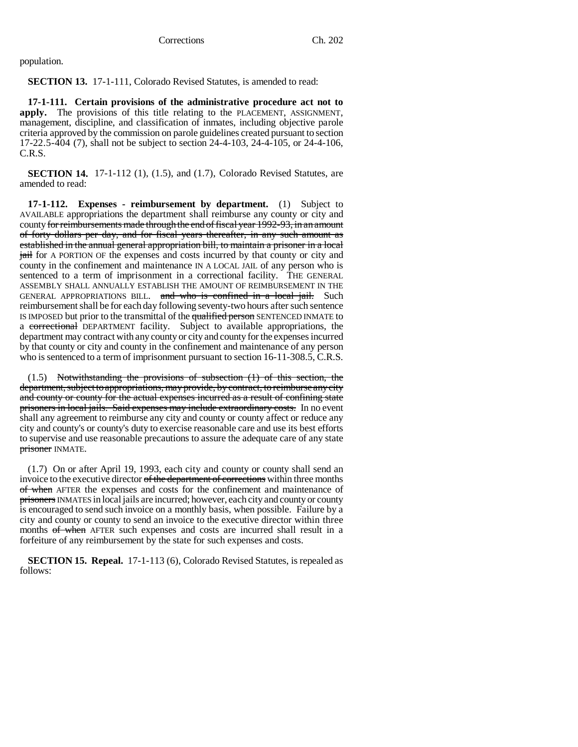population.

**SECTION 13.** 17-1-111, Colorado Revised Statutes, is amended to read:

**17-1-111. Certain provisions of the administrative procedure act not to apply.** The provisions of this title relating to the PLACEMENT, ASSIGNMENT, management, discipline, and classification of inmates, including objective parole criteria approved by the commission on parole guidelines created pursuant to section 17-22.5-404 (7), shall not be subject to section 24-4-103, 24-4-105, or 24-4-106, C.R.S.

**SECTION 14.** 17-1-112 (1), (1.5), and (1.7), Colorado Revised Statutes, are amended to read:

**17-1-112. Expenses - reimbursement by department.** (1) Subject to AVAILABLE appropriations the department shall reimburse any county or city and county ~~for reimbursements made through the end of fiscal year 1992-93, in an amount of forty dollars per day, and for fiscal years thereafter, in any such amount as established in the annual general appropriation bill, to maintain a prisoner in a local jail~~ for A PORTION OF the expenses and costs incurred by that county or city and county in the confinement and maintenance IN A LOCAL JAIL of any person who is sentenced to a term of imprisonment in a correctional facility. THE GENERAL ASSEMBLY SHALL ANNUALLY ESTABLISH THE AMOUNT OF REIMBURSEMENT IN THE GENERAL APPROPRIATIONS BILL. ~~and who is confined in a local jail.~~ Such reimbursement shall be for each day following seventy-two hours after such sentence IS IMPOSED but prior to the transmittal of the ~~qualified person~~ SENTENCED INMATE to a ~~correctional~~ DEPARTMENT facility. Subject to available appropriations, the department may contract with any county or city and county for the expenses incurred by that county or city and county in the confinement and maintenance of any person who is sentenced to a term of imprisonment pursuant to section 16-11-308.5, C.R.S.

(1.5) ~~Notwithstanding the provisions of subsection (1) of this section, the department, subject to appropriations, may provide, by contract, to reimburse any city and county or county for the actual expenses incurred as a result of confining state prisoners in local jails. Said expenses may include extraordinary costs.~~ In no event shall any agreement to reimburse any city and county or county affect or reduce any city and county's or county's duty to exercise reasonable care and use its best efforts to supervise and use reasonable precautions to assure the adequate care of any state ~~prisoner~~ INMATE.

(1.7) On or after April 19, 1993, each city and county or county shall send an invoice to the executive director ~~of the department of corrections~~ within three months ~~of when~~ AFTER the expenses and costs for the confinement and maintenance of ~~prisoners~~ INMATES in local jails are incurred; however, each city and county or county is encouraged to send such invoice on a monthly basis, when possible. Failure by a city and county or county to send an invoice to the executive director within three months ~~of when~~ AFTER such expenses and costs are incurred shall result in a forfeiture of any reimbursement by the state for such expenses and costs.

**SECTION 15. Repeal.** 17-1-113 (6), Colorado Revised Statutes, is repealed as follows: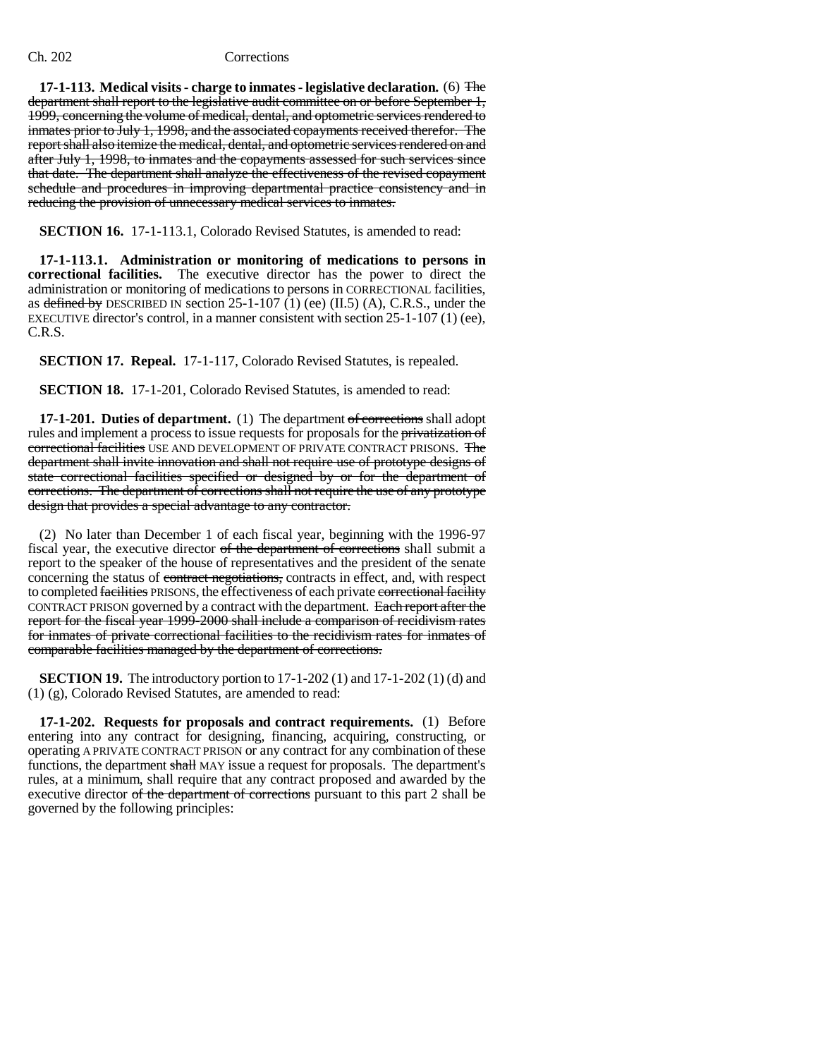**17-1-113. Medical visits - charge to inmates - legislative declaration.** (6) ~~The department shall report to the legislative audit committee on or before September 1, 1999, concerning the volume of medical, dental, and optometric services rendered to inmates prior to July 1, 1998, and the associated copayments received therefor. The report shall also itemize the medical, dental, and optometric services rendered on and after July 1, 1998, to inmates and the copayments assessed for such services since that date. The department shall analyze the effectiveness of the revised copayment schedule and procedures in improving departmental practice consistency and in reducing the provision of unnecessary medical services to inmates.~~

**SECTION 16.** 17-1-113.1, Colorado Revised Statutes, is amended to read:

**17-1-113.1. Administration or monitoring of medications to persons in correctional facilities.** The executive director has the power to direct the administration or monitoring of medications to persons in CORRECTIONAL facilities, as ~~defined by~~ DESCRIBED IN section 25-1-107 (1) (ee) (II.5) (A), C.R.S., under the EXECUTIVE director's control, in a manner consistent with section 25-1-107 (1) (ee), C.R.S.

**SECTION 17. Repeal.** 17-1-117, Colorado Revised Statutes, is repealed.

**SECTION 18.** 17-1-201, Colorado Revised Statutes, is amended to read:

**17-1-201. Duties of department.** (1) The department ~~of corrections~~ shall adopt rules and implement a process to issue requests for proposals for the ~~privatization of correctional facilities~~ USE AND DEVELOPMENT OF PRIVATE CONTRACT PRISONS. ~~The department shall invite innovation and shall not require use of prototype designs of state correctional facilities specified or designed by or for the department of corrections. The department of corrections shall not require the use of any prototype design that provides a special advantage to any contractor.~~

(2) No later than December 1 of each fiscal year, beginning with the 1996-97 fiscal year, the executive director ~~of the department of corrections~~ shall submit a report to the speaker of the house of representatives and the president of the senate concerning the status of ~~contract negotiations,~~ contracts in effect, and, with respect to completed ~~facilities~~ PRISONS, the effectiveness of each private ~~correctional facility~~ CONTRACT PRISON governed by a contract with the department. ~~Each report after the report for the fiscal year 1999-2000 shall include a comparison of recidivism rates for inmates of private correctional facilities to the recidivism rates for inmates of comparable facilities managed by the department of corrections.~~

**SECTION 19.** The introductory portion to 17-1-202 (1) and 17-1-202 (1) (d) and (1) (g), Colorado Revised Statutes, are amended to read:

**17-1-202. Requests for proposals and contract requirements.** (1) Before entering into any contract for designing, financing, acquiring, constructing, or operating A PRIVATE CONTRACT PRISON or any contract for any combination of these functions, the department ~~shall~~ MAY issue a request for proposals. The department's rules, at a minimum, shall require that any contract proposed and awarded by the executive director ~~of the department of corrections~~ pursuant to this part 2 shall be governed by the following principles: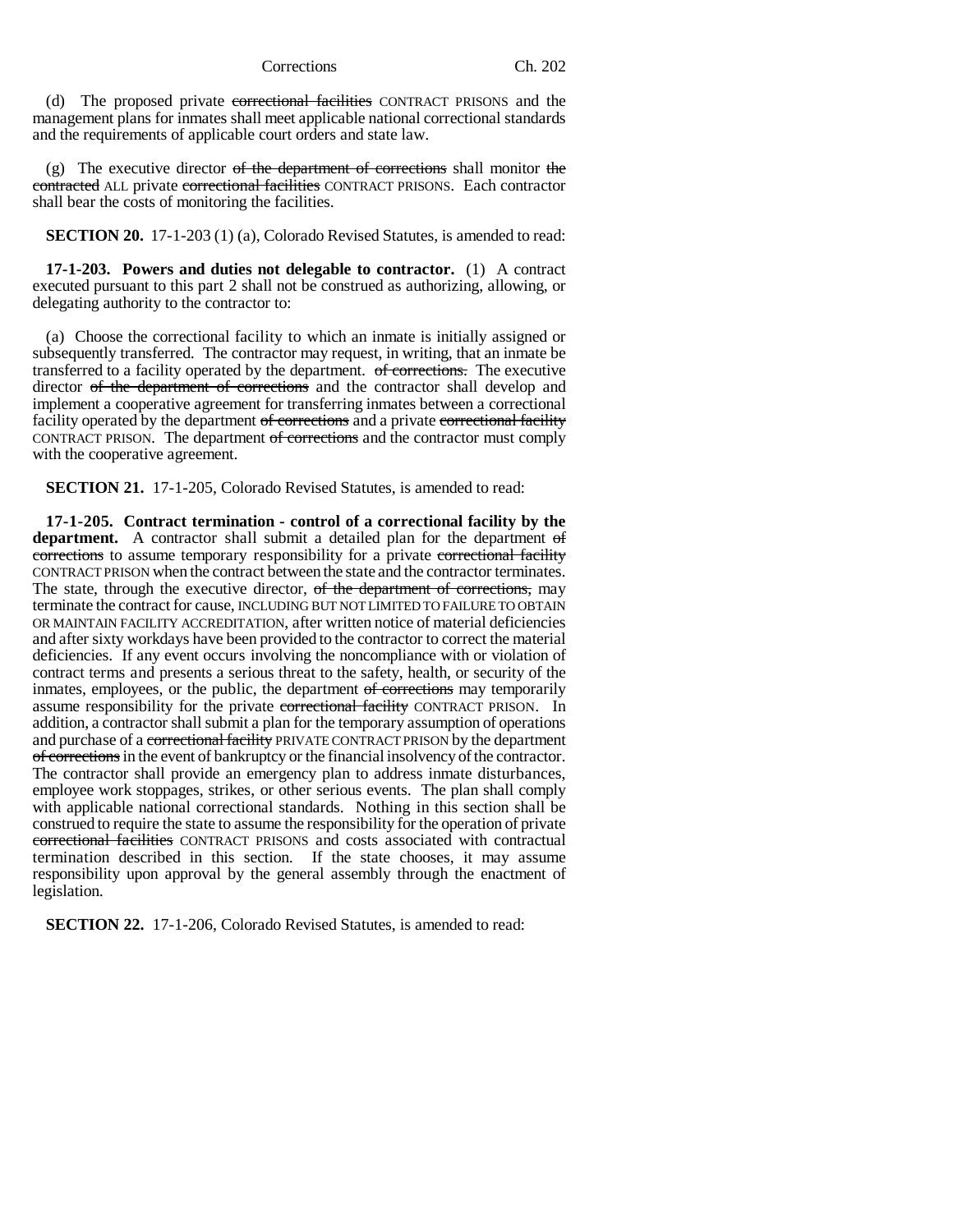(d) The proposed private ~~correctional facilities~~ CONTRACT PRISONS and the management plans for inmates shall meet applicable national correctional standards and the requirements of applicable court orders and state law.

(g) The executive director ~~of the department of corrections~~ shall monitor ~~the contracted~~ ALL private ~~correctional facilities~~ CONTRACT PRISONS. Each contractor shall bear the costs of monitoring the facilities.

**SECTION 20.** 17-1-203 (1) (a), Colorado Revised Statutes, is amended to read:

**17-1-203. Powers and duties not delegable to contractor.** (1) A contract executed pursuant to this part 2 shall not be construed as authorizing, allowing, or delegating authority to the contractor to:

(a) Choose the correctional facility to which an inmate is initially assigned or subsequently transferred. The contractor may request, in writing, that an inmate be transferred to a facility operated by the department. ~~of corrections.~~ The executive director ~~of the department of corrections~~ and the contractor shall develop and implement a cooperative agreement for transferring inmates between a correctional facility operated by the department ~~of corrections~~ and a private ~~correctional facility~~ CONTRACT PRISON. The department ~~of corrections~~ and the contractor must comply with the cooperative agreement.

**SECTION 21.** 17-1-205, Colorado Revised Statutes, is amended to read:

**17-1-205. Contract termination - control of a correctional facility by the department.** A contractor shall submit a detailed plan for the department ~~of corrections~~ to assume temporary responsibility for a private ~~correctional facility~~ CONTRACT PRISON when the contract between the state and the contractor terminates. The state, through the executive director, ~~of the department of corrections,~~ may terminate the contract for cause, INCLUDING BUT NOT LIMITED TO FAILURE TO OBTAIN OR MAINTAIN FACILITY ACCREDITATION, after written notice of material deficiencies and after sixty workdays have been provided to the contractor to correct the material deficiencies. If any event occurs involving the noncompliance with or violation of contract terms and presents a serious threat to the safety, health, or security of the inmates, employees, or the public, the department ~~of corrections~~ may temporarily assume responsibility for the private ~~correctional facility~~ CONTRACT PRISON. In addition, a contractor shall submit a plan for the temporary assumption of operations and purchase of a ~~correctional facility~~ PRIVATE CONTRACT PRISON by the department ~~of corrections~~ in the event of bankruptcy or the financial insolvency of the contractor. The contractor shall provide an emergency plan to address inmate disturbances, employee work stoppages, strikes, or other serious events. The plan shall comply with applicable national correctional standards. Nothing in this section shall be construed to require the state to assume the responsibility for the operation of private ~~correctional facilities~~ CONTRACT PRISONS and costs associated with contractual termination described in this section. If the state chooses, it may assume responsibility upon approval by the general assembly through the enactment of legislation.

**SECTION 22.** 17-1-206, Colorado Revised Statutes, is amended to read: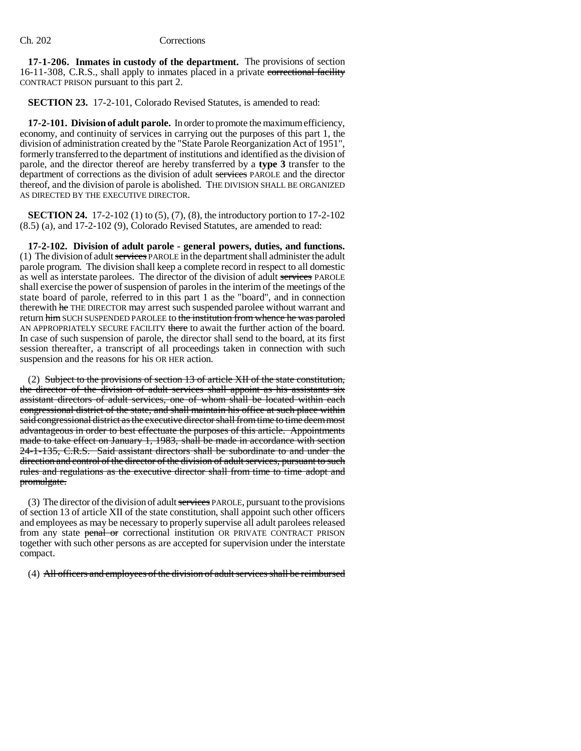**17-1-206. Inmates in custody of the department.** The provisions of section 16-11-308, C.R.S., shall apply to inmates placed in a private ~~correctional facility~~ CONTRACT PRISON pursuant to this part 2.

**SECTION 23.** 17-2-101, Colorado Revised Statutes, is amended to read:

**17-2-101. Division of adult parole.** In order to promote the maximum efficiency, economy, and continuity of services in carrying out the purposes of this part 1, the division of administration created by the "State Parole Reorganization Act of 1951", formerly transferred to the department of institutions and identified as the division of parole, and the director thereof are hereby transferred by a **type 3** transfer to the department of corrections as the division of adult ~~services~~ PAROLE and the director thereof, and the division of parole is abolished. THE DIVISION SHALL BE ORGANIZED AS DIRECTED BY THE EXECUTIVE DIRECTOR.

**SECTION 24.** 17-2-102 (1) to (5), (7), (8), the introductory portion to 17-2-102 (8.5) (a), and 17-2-102 (9), Colorado Revised Statutes, are amended to read:

**17-2-102. Division of adult parole - general powers, duties, and functions.** (1) The division of adult ~~services~~ PAROLE in the department shall administer the adult parole program. The division shall keep a complete record in respect to all domestic as well as interstate parolees. The director of the division of adult ~~services~~ PAROLE shall exercise the power of suspension of paroles in the interim of the meetings of the state board of parole, referred to in this part 1 as the "board", and in connection therewith ~~he~~ THE DIRECTOR may arrest such suspended parolee without warrant and return ~~him~~ SUCH SUSPENDED PAROLEE to ~~the institution from whence he was paroled~~ AN APPROPRIATELY SECURE FACILITY ~~there~~ to await the further action of the board. In case of such suspension of parole, the director shall send to the board, at its first session thereafter, a transcript of all proceedings taken in connection with such suspension and the reasons for his OR HER action.

(2) ~~Subject to the provisions of section 13 of article XII of the state constitution, the director of the division of adult services shall appoint as his assistants six assistant directors of adult services, one of whom shall be located within each congressional district of the state, and shall maintain his office at such place within said congressional district as the executive director shall from time to time deem most advantageous in order to best effectuate the purposes of this article. Appointments made to take effect on January 1, 1983, shall be made in accordance with section 24-1-135, C.R.S. Said assistant directors shall be subordinate to and under the direction and control of the director of the division of adult services, pursuant to such rules and regulations as the executive director shall from time to time adopt and promulgate.~~

(3) The director of the division of adult ~~services~~ PAROLE, pursuant to the provisions of section 13 of article XII of the state constitution, shall appoint such other officers and employees as may be necessary to properly supervise all adult parolees released from any state ~~penal or~~ correctional institution OR PRIVATE CONTRACT PRISON together with such other persons as are accepted for supervision under the interstate compact.

(4) ~~All officers and employees of the division of adult services shall be reimbursed~~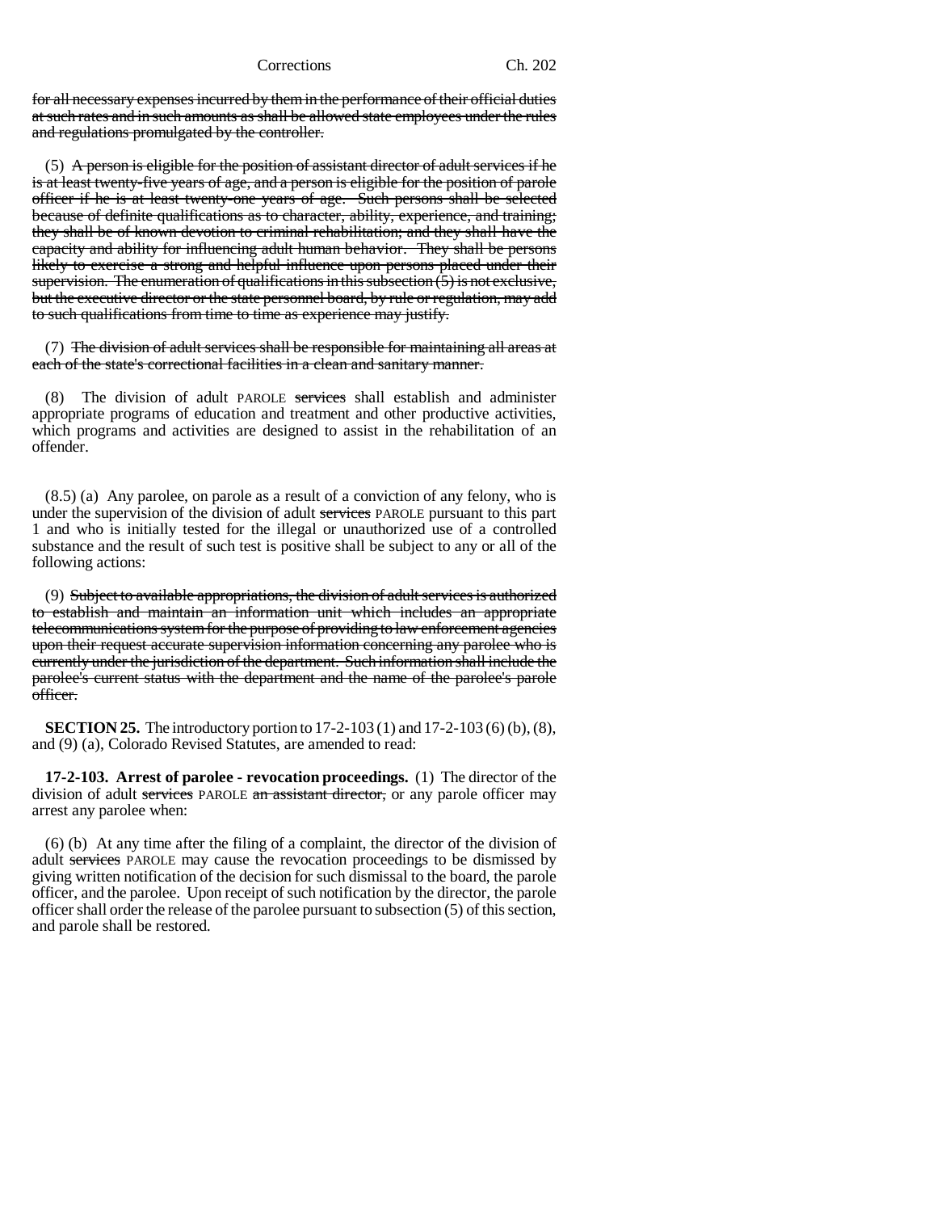for all necessary expenses incurred by them in the performance of their official duties at such rates and in such amounts as shall be allowed state employees under the rules and regulations promulgated by the controller.

(5) A person is eligible for the position of assistant director of adult services if he is at least twenty-five years of age, and a person is eligible for the position of parole officer if he is at least twenty-one years of age. Such persons shall be selected because of definite qualifications as to character, ability, experience, and training; they shall be of known devotion to criminal rehabilitation; and they shall have the capacity and ability for influencing adult human behavior. They shall be persons likely to exercise a strong and helpful influence upon persons placed under their supervision. The enumeration of qualifications in this subsection (5) is not exclusive, but the executive director or the state personnel board, by rule or regulation, may add to such qualifications from time to time as experience may justify.

(7) The division of adult services shall be responsible for maintaining all areas at each of the state's correctional facilities in a clean and sanitary manner.

(8) The division of adult PAROLE services shall establish and administer appropriate programs of education and treatment and other productive activities, which programs and activities are designed to assist in the rehabilitation of an offender.

(8.5) (a) Any parolee, on parole as a result of a conviction of any felony, who is under the supervision of the division of adult services PAROLE pursuant to this part 1 and who is initially tested for the illegal or unauthorized use of a controlled substance and the result of such test is positive shall be subject to any or all of the following actions:

(9) Subject to available appropriations, the division of adult services is authorized to establish and maintain an information unit which includes an appropriate telecommunications system for the purpose of providing to law enforcement agencies upon their request accurate supervision information concerning any parolee who is currently under the jurisdiction of the department. Such information shall include the parolee's current status with the department and the name of the parolee's parole officer.

**SECTION 25.** The introductory portion to 17-2-103 (1) and 17-2-103 (6) (b), (8), and (9) (a), Colorado Revised Statutes, are amended to read:

**17-2-103. Arrest of parolee - revocation proceedings.** (1) The director of the division of adult services PAROLE an assistant director, or any parole officer may arrest any parolee when:

(6) (b) At any time after the filing of a complaint, the director of the division of adult services PAROLE may cause the revocation proceedings to be dismissed by giving written notification of the decision for such dismissal to the board, the parole officer, and the parolee. Upon receipt of such notification by the director, the parole officer shall order the release of the parolee pursuant to subsection (5) of this section, and parole shall be restored.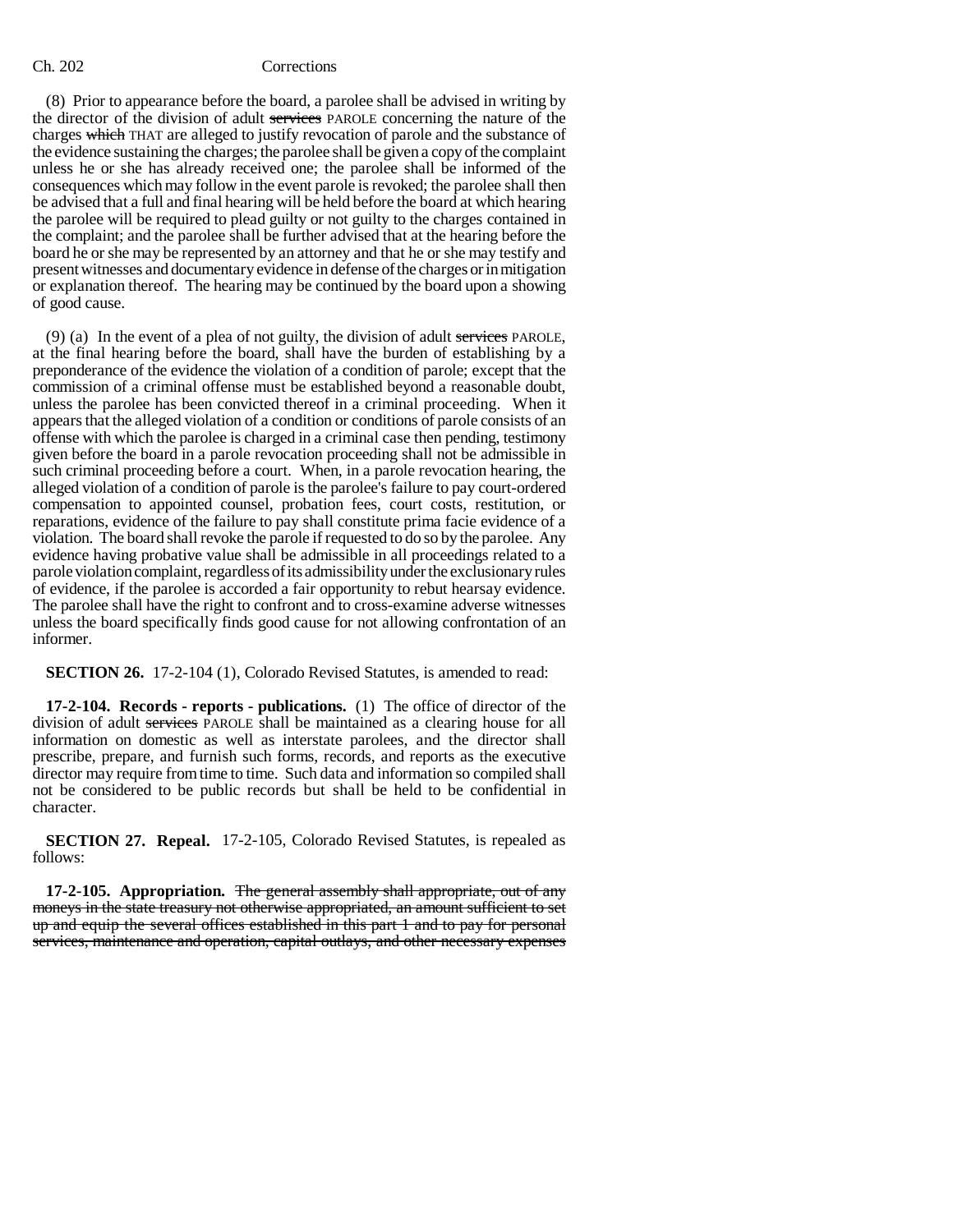(8) Prior to appearance before the board, a parolee shall be advised in writing by the director of the division of adult ~~services~~ PAROLE concerning the nature of the charges ~~which~~ THAT are alleged to justify revocation of parole and the substance of the evidence sustaining the charges; the parolee shall be given a copy of the complaint unless he or she has already received one; the parolee shall be informed of the consequences which may follow in the event parole is revoked; the parolee shall then be advised that a full and final hearing will be held before the board at which hearing the parolee will be required to plead guilty or not guilty to the charges contained in the complaint; and the parolee shall be further advised that at the hearing before the board he or she may be represented by an attorney and that he or she may testify and present witnesses and documentary evidence in defense of the charges or in mitigation or explanation thereof. The hearing may be continued by the board upon a showing of good cause.

(9) (a) In the event of a plea of not guilty, the division of adult ~~services~~ PAROLE, at the final hearing before the board, shall have the burden of establishing by a preponderance of the evidence the violation of a condition of parole; except that the commission of a criminal offense must be established beyond a reasonable doubt, unless the parolee has been convicted thereof in a criminal proceeding. When it appears that the alleged violation of a condition or conditions of parole consists of an offense with which the parolee is charged in a criminal case then pending, testimony given before the board in a parole revocation proceeding shall not be admissible in such criminal proceeding before a court. When, in a parole revocation hearing, the alleged violation of a condition of parole is the parolee's failure to pay court-ordered compensation to appointed counsel, probation fees, court costs, restitution, or reparations, evidence of the failure to pay shall constitute prima facie evidence of a violation. The board shall revoke the parole if requested to do so by the parolee. Any evidence having probative value shall be admissible in all proceedings related to a parole violation complaint, regardless of its admissibility under the exclusionary rules of evidence, if the parolee is accorded a fair opportunity to rebut hearsay evidence. The parolee shall have the right to confront and to cross-examine adverse witnesses unless the board specifically finds good cause for not allowing confrontation of an informer.

**SECTION 26.** 17-2-104 (1), Colorado Revised Statutes, is amended to read:

**17-2-104. Records - reports - publications.** (1) The office of director of the division of adult ~~services~~ PAROLE shall be maintained as a clearing house for all information on domestic as well as interstate parolees, and the director shall prescribe, prepare, and furnish such forms, records, and reports as the executive director may require from time to time. Such data and information so compiled shall not be considered to be public records but shall be held to be confidential in character.

**SECTION 27. Repeal.** 17-2-105, Colorado Revised Statutes, is repealed as follows:

**17-2-105. Appropriation.** ~~The general assembly shall appropriate, out of any moneys in the state treasury not otherwise appropriated, an amount sufficient to set up and equip the several offices established in this part 1 and to pay for personal services, maintenance and operation, capital outlays, and other necessary expenses~~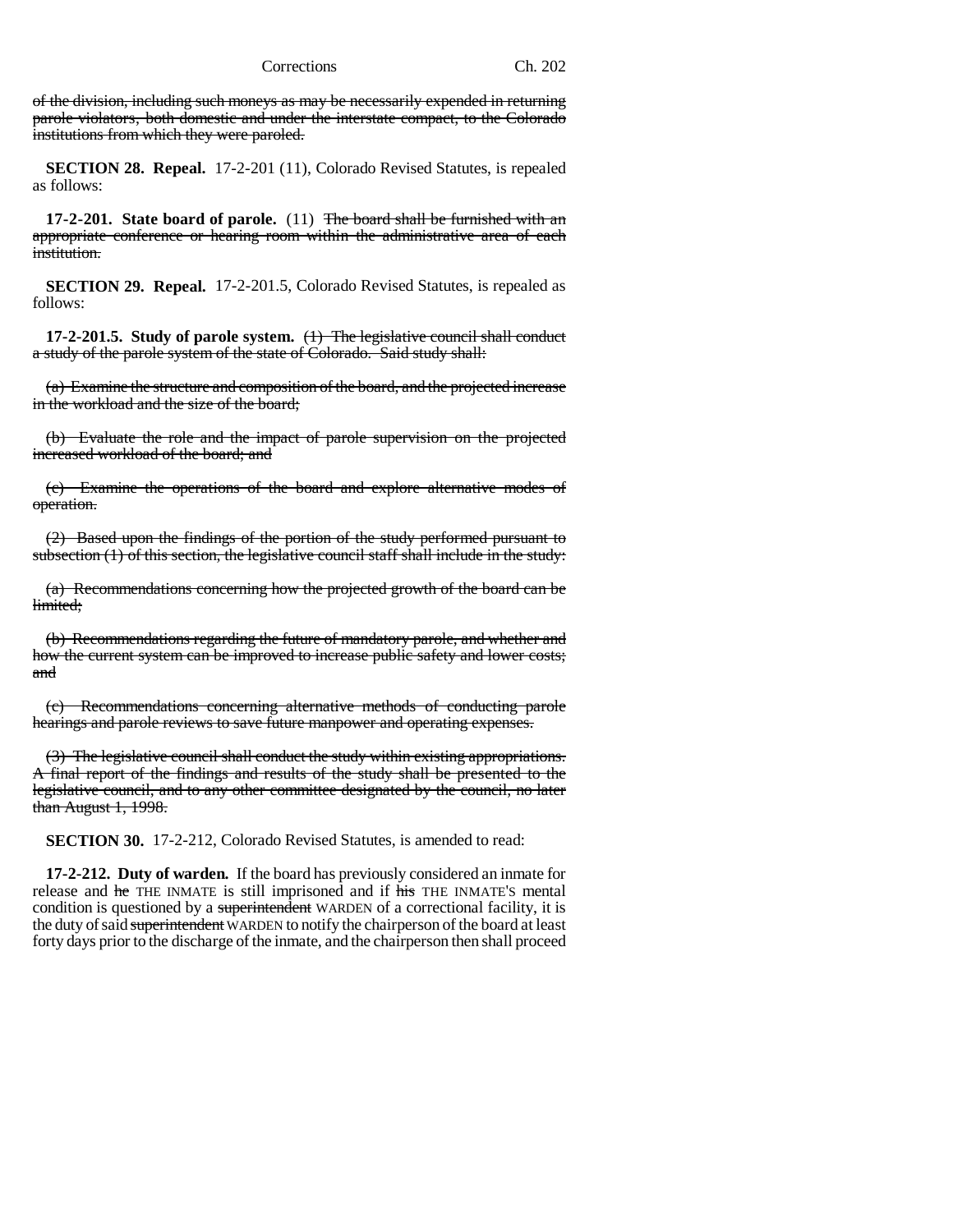of the division, including such moneys as may be necessarily expended in returning parole violators, both domestic and under the interstate compact, to the Colorado institutions from which they were paroled.

**SECTION 28. Repeal.** 17-2-201 (11), Colorado Revised Statutes, is repealed as follows:

**17-2-201. State board of parole.** (11) The board shall be furnished with an appropriate conference or hearing room within the administrative area of each institution.

**SECTION 29. Repeal.** 17-2-201.5, Colorado Revised Statutes, is repealed as follows:

**17-2-201.5. Study of parole system.** (1) The legislative council shall conduct a study of the parole system of the state of Colorado. Said study shall:

(a) Examine the structure and composition of the board, and the projected increase in the workload and the size of the board;

(b) Evaluate the role and the impact of parole supervision on the projected increased workload of the board; and

(c) Examine the operations of the board and explore alternative modes of operation.

(2) Based upon the findings of the portion of the study performed pursuant to subsection (1) of this section, the legislative council staff shall include in the study:

(a) Recommendations concerning how the projected growth of the board can be limited;

(b) Recommendations regarding the future of mandatory parole, and whether and how the current system can be improved to increase public safety and lower costs; and

(c) Recommendations concerning alternative methods of conducting parole hearings and parole reviews to save future manpower and operating expenses.

(3) The legislative council shall conduct the study within existing appropriations. A final report of the findings and results of the study shall be presented to the legislative council, and to any other committee designated by the council, no later than August 1, 1998.

**SECTION 30.** 17-2-212, Colorado Revised Statutes, is amended to read:

**17-2-212. Duty of warden.** If the board has previously considered an inmate for release and he THE INMATE is still imprisoned and if his THE INMATE'S mental condition is questioned by a superintendent WARDEN of a correctional facility, it is the duty of said superintendent WARDEN to notify the chairperson of the board at least forty days prior to the discharge of the inmate, and the chairperson then shall proceed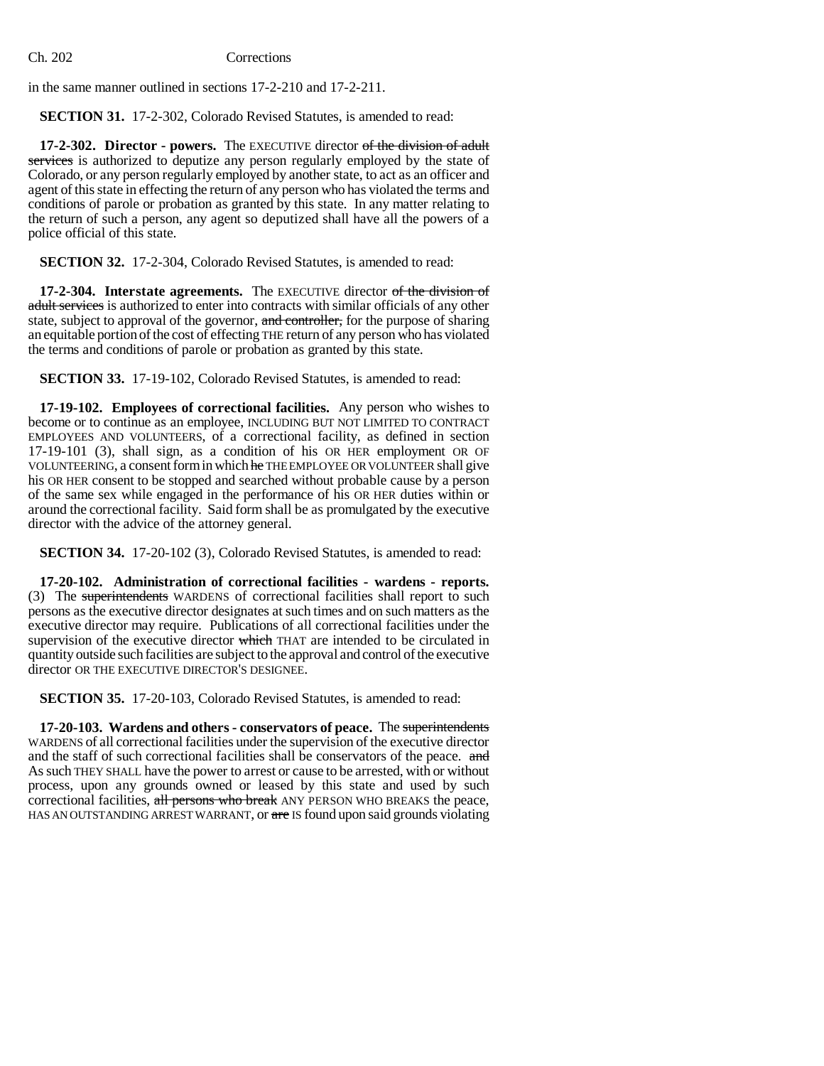in the same manner outlined in sections 17-2-210 and 17-2-211.

**SECTION 31.** 17-2-302, Colorado Revised Statutes, is amended to read:

**17-2-302. Director - powers.** The EXECUTIVE director ~~of the division of adult services~~ is authorized to deputize any person regularly employed by the state of Colorado, or any person regularly employed by another state, to act as an officer and agent of this state in effecting the return of any person who has violated the terms and conditions of parole or probation as granted by this state. In any matter relating to the return of such a person, any agent so deputized shall have all the powers of a police official of this state.

**SECTION 32.** 17-2-304, Colorado Revised Statutes, is amended to read:

**17-2-304. Interstate agreements.** The EXECUTIVE director ~~of the division of adult services~~ is authorized to enter into contracts with similar officials of any other state, subject to approval of the governor, ~~and controller,~~ for the purpose of sharing an equitable portion of the cost of effecting THE return of any person who has violated the terms and conditions of parole or probation as granted by this state.

**SECTION 33.** 17-19-102, Colorado Revised Statutes, is amended to read:

**17-19-102. Employees of correctional facilities.** Any person who wishes to become or to continue as an employee, INCLUDING BUT NOT LIMITED TO CONTRACT EMPLOYEES AND VOLUNTEERS, of a correctional facility, as defined in section 17-19-101 (3), shall sign, as a condition of his OR HER employment OR OF VOLUNTEERING, a consent form in which ~~he~~ THE EMPLOYEE OR VOLUNTEER shall give his OR HER consent to be stopped and searched without probable cause by a person of the same sex while engaged in the performance of his OR HER duties within or around the correctional facility. Said form shall be as promulgated by the executive director with the advice of the attorney general.

**SECTION 34.** 17-20-102 (3), Colorado Revised Statutes, is amended to read:

**17-20-102. Administration of correctional facilities - wardens - reports.** (3) The ~~superintendents~~ WARDENS of correctional facilities shall report to such persons as the executive director designates at such times and on such matters as the executive director may require. Publications of all correctional facilities under the supervision of the executive director ~~which~~ THAT are intended to be circulated in quantity outside such facilities are subject to the approval and control of the executive director OR THE EXECUTIVE DIRECTOR'S DESIGNEE.

**SECTION 35.** 17-20-103, Colorado Revised Statutes, is amended to read:

**17-20-103. Wardens and others - conservators of peace.** The ~~superintendents~~ WARDENS of all correctional facilities under the supervision of the executive director and the staff of such correctional facilities shall be conservators of the peace. ~~and~~ As such THEY SHALL have the power to arrest or cause to be arrested, with or without process, upon any grounds owned or leased by this state and used by such correctional facilities, ~~all persons who break~~ ANY PERSON WHO BREAKS the peace, HAS AN OUTSTANDING ARREST WARRANT, or ~~are~~ IS found upon said grounds violating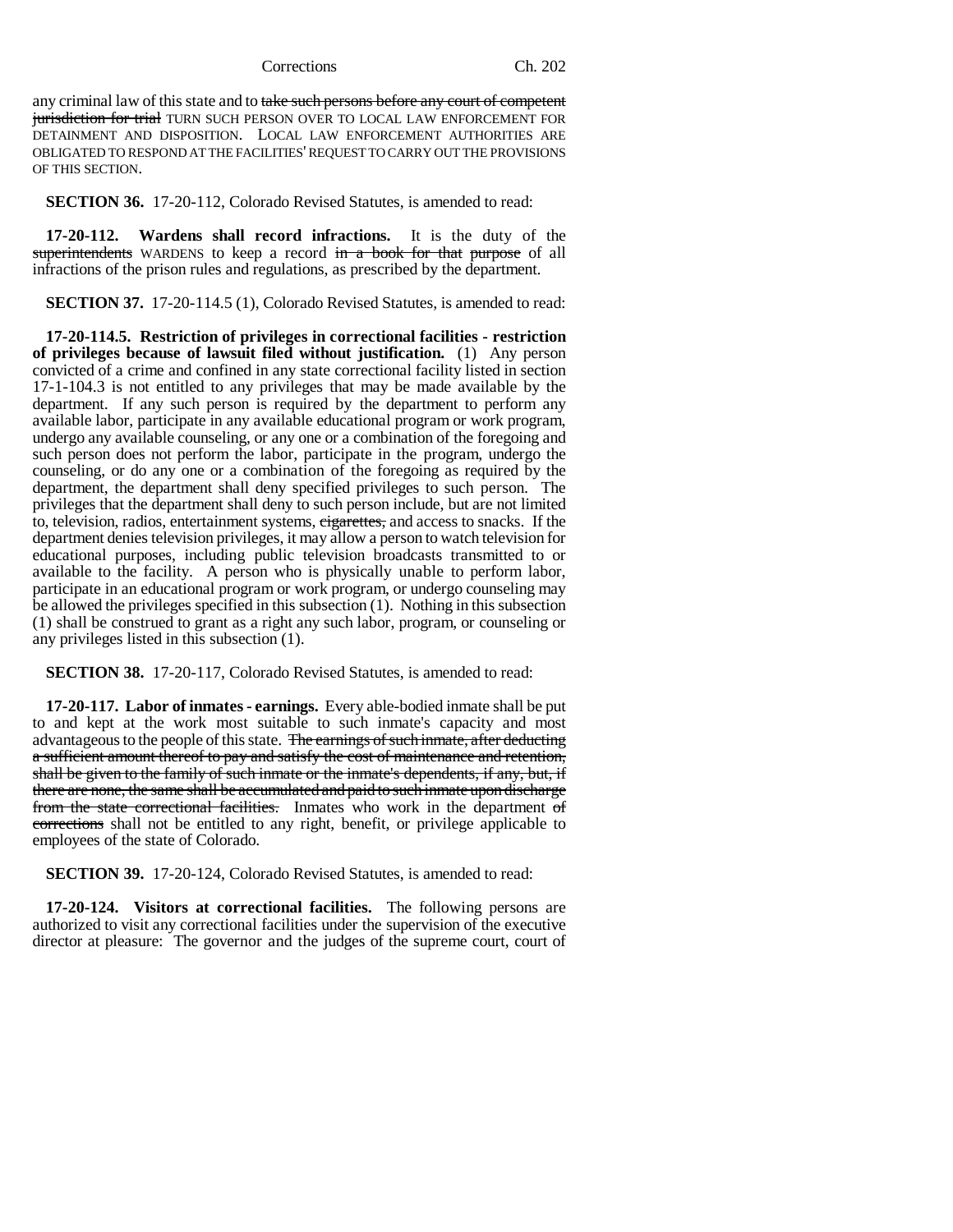any criminal law of this state and to ~~take such persons before any court of competent jurisdiction for trial~~ TURN SUCH PERSON OVER TO LOCAL LAW ENFORCEMENT FOR DETAINMENT AND DISPOSITION. LOCAL LAW ENFORCEMENT AUTHORITIES ARE OBLIGATED TO RESPOND AT THE FACILITIES' REQUEST TO CARRY OUT THE PROVISIONS OF THIS SECTION.

**SECTION 36.** 17-20-112, Colorado Revised Statutes, is amended to read:

**17-20-112. Wardens shall record infractions.** It is the duty of the ~~superintendents~~ WARDENS to keep a record ~~in a book for that purpose~~ of all infractions of the prison rules and regulations, as prescribed by the department.

**SECTION 37.** 17-20-114.5 (1), Colorado Revised Statutes, is amended to read:

**17-20-114.5. Restriction of privileges in correctional facilities - restriction of privileges because of lawsuit filed without justification.** (1) Any person convicted of a crime and confined in any state correctional facility listed in section 17-1-104.3 is not entitled to any privileges that may be made available by the department. If any such person is required by the department to perform any available labor, participate in any available educational program or work program, undergo any available counseling, or any one or a combination of the foregoing and such person does not perform the labor, participate in the program, undergo the counseling, or do any one or a combination of the foregoing as required by the department, the department shall deny specified privileges to such person. The privileges that the department shall deny to such person include, but are not limited to, television, radios, entertainment systems, ~~cigarettes,~~ and access to snacks. If the department denies television privileges, it may allow a person to watch television for educational purposes, including public television broadcasts transmitted to or available to the facility. A person who is physically unable to perform labor, participate in an educational program or work program, or undergo counseling may be allowed the privileges specified in this subsection (1). Nothing in this subsection (1) shall be construed to grant as a right any such labor, program, or counseling or any privileges listed in this subsection (1).

**SECTION 38.** 17-20-117, Colorado Revised Statutes, is amended to read:

**17-20-117. Labor of inmates - earnings.** Every able-bodied inmate shall be put to and kept at the work most suitable to such inmate's capacity and most advantageous to the people of this state. ~~The earnings of such inmate, after deducting a sufficient amount thereof to pay and satisfy the cost of maintenance and retention, shall be given to the family of such inmate or the inmate's dependents, if any, but, if there are none, the same shall be accumulated and paid to such inmate upon discharge from the state correctional facilities.~~ Inmates who work in the department ~~of corrections~~ shall not be entitled to any right, benefit, or privilege applicable to employees of the state of Colorado.

**SECTION 39.** 17-20-124, Colorado Revised Statutes, is amended to read:

**17-20-124. Visitors at correctional facilities.** The following persons are authorized to visit any correctional facilities under the supervision of the executive director at pleasure: The governor and the judges of the supreme court, court of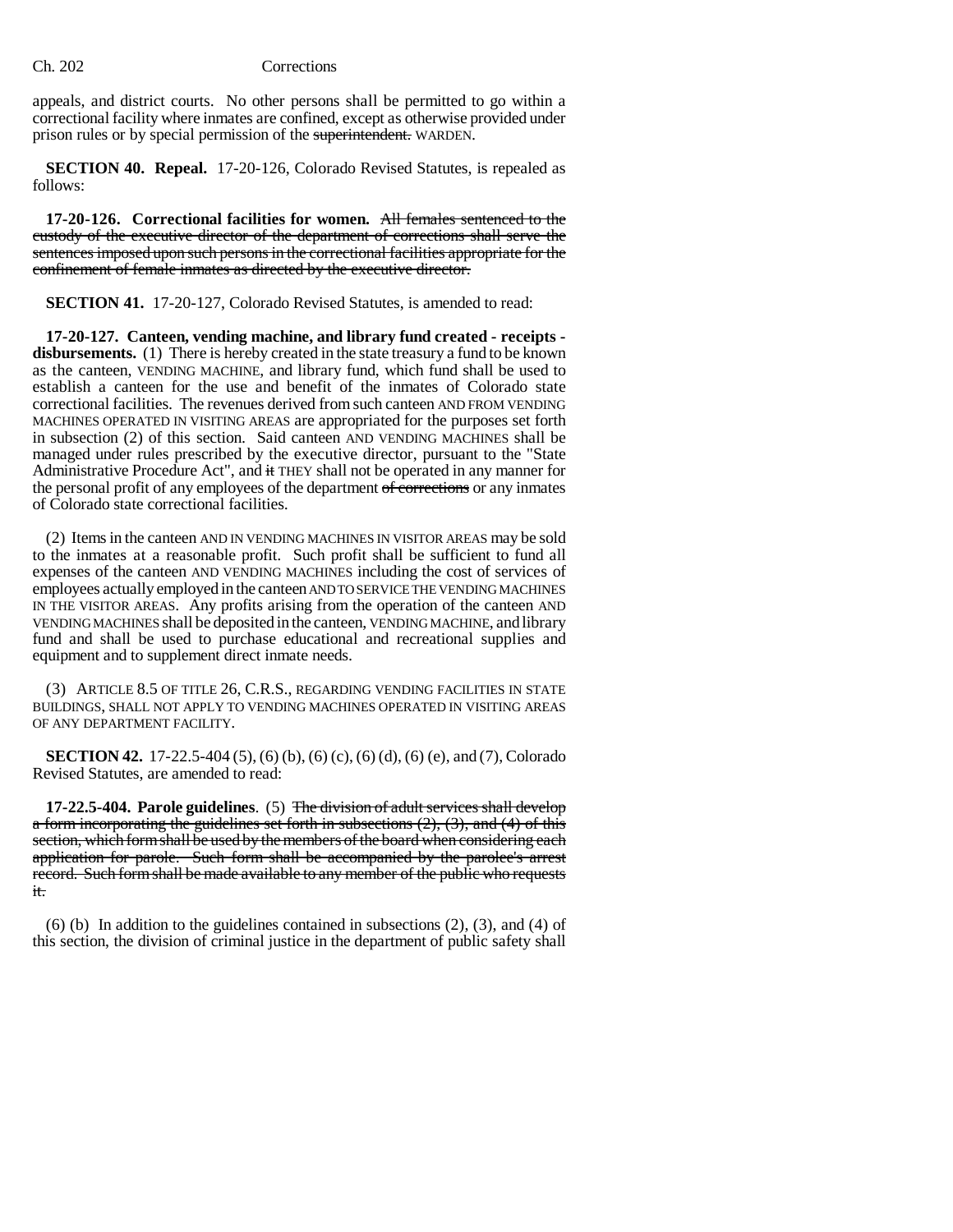appeals, and district courts. No other persons shall be permitted to go within a correctional facility where inmates are confined, except as otherwise provided under prison rules or by special permission of the ~~superintendent.~~ WARDEN.

**SECTION 40. Repeal.** 17-20-126, Colorado Revised Statutes, is repealed as follows:

**17-20-126. Correctional facilities for women.** ~~All females sentenced to the custody of the executive director of the department of corrections shall serve the sentences imposed upon such persons in the correctional facilities appropriate for the confinement of female inmates as directed by the executive director.~~

**SECTION 41.** 17-20-127, Colorado Revised Statutes, is amended to read:

**17-20-127. Canteen, vending machine, and library fund created - receipts - disbursements.** (1) There is hereby created in the state treasury a fund to be known as the canteen, VENDING MACHINE, and library fund, which fund shall be used to establish a canteen for the use and benefit of the inmates of Colorado state correctional facilities. The revenues derived from such canteen AND FROM VENDING MACHINES OPERATED IN VISITING AREAS are appropriated for the purposes set forth in subsection (2) of this section. Said canteen AND VENDING MACHINES shall be managed under rules prescribed by the executive director, pursuant to the "State Administrative Procedure Act", and ~~it~~ THEY shall not be operated in any manner for the personal profit of any employees of the department ~~of corrections~~ or any inmates of Colorado state correctional facilities.

(2) Items in the canteen AND IN VENDING MACHINES IN VISITOR AREAS may be sold to the inmates at a reasonable profit. Such profit shall be sufficient to fund all expenses of the canteen AND VENDING MACHINES including the cost of services of employees actually employed in the canteen AND TO SERVICE THE VENDING MACHINES IN THE VISITOR AREAS. Any profits arising from the operation of the canteen AND VENDING MACHINES shall be deposited in the canteen, VENDING MACHINE, and library fund and shall be used to purchase educational and recreational supplies and equipment and to supplement direct inmate needs.

(3) ARTICLE 8.5 OF TITLE 26, C.R.S., REGARDING VENDING FACILITIES IN STATE BUILDINGS, SHALL NOT APPLY TO VENDING MACHINES OPERATED IN VISITING AREAS OF ANY DEPARTMENT FACILITY.

**SECTION 42.** 17-22.5-404 (5), (6) (b), (6) (c), (6) (d), (6) (e), and (7), Colorado Revised Statutes, are amended to read:

**17-22.5-404. Parole guidelines**. (5) ~~The division of adult services shall develop a form incorporating the guidelines set forth in subsections (2), (3), and (4) of this section, which form shall be used by the members of the board when considering each application for parole. Such form shall be accompanied by the parolee's arrest record. Such form shall be made available to any member of the public who requests it.~~

(6) (b) In addition to the guidelines contained in subsections (2), (3), and (4) of this section, the division of criminal justice in the department of public safety shall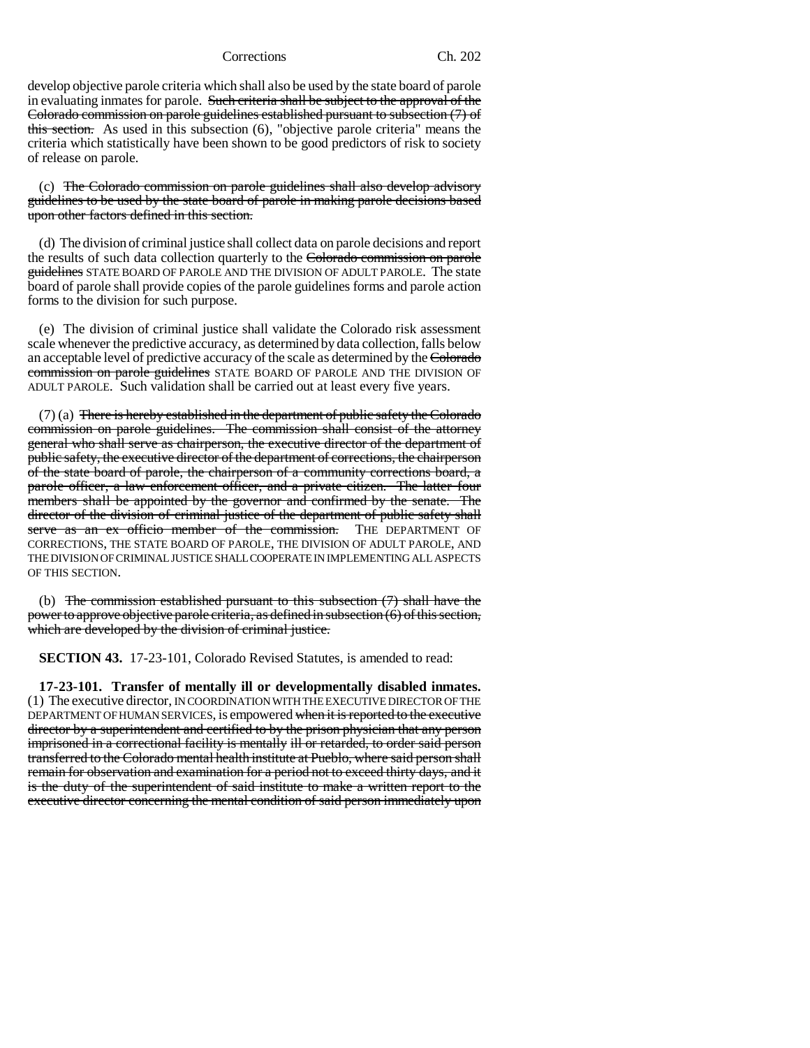develop objective parole criteria which shall also be used by the state board of parole in evaluating inmates for parole. ~~Such criteria shall be subject to the approval of the Colorado commission on parole guidelines established pursuant to subsection (7) of this section.~~ As used in this subsection (6), "objective parole criteria" means the criteria which statistically have been shown to be good predictors of risk to society of release on parole.

(c) ~~The Colorado commission on parole guidelines shall also develop advisory guidelines to be used by the state board of parole in making parole decisions based upon other factors defined in this section.~~

(d) The division of criminal justice shall collect data on parole decisions and report the results of such data collection quarterly to the ~~Colorado commission on parole guidelines~~ STATE BOARD OF PAROLE AND THE DIVISION OF ADULT PAROLE. The state board of parole shall provide copies of the parole guidelines forms and parole action forms to the division for such purpose.

(e) The division of criminal justice shall validate the Colorado risk assessment scale whenever the predictive accuracy, as determined by data collection, falls below an acceptable level of predictive accuracy of the scale as determined by the ~~Colorado commission on parole guidelines~~ STATE BOARD OF PAROLE AND THE DIVISION OF ADULT PAROLE. Such validation shall be carried out at least every five years.

(7) (a) ~~There is hereby established in the department of public safety the Colorado commission on parole guidelines. The commission shall consist of the attorney general who shall serve as chairperson, the executive director of the department of public safety, the executive director of the department of corrections, the chairperson of the state board of parole, the chairperson of a community corrections board, a parole officer, a law enforcement officer, and a private citizen. The latter four members shall be appointed by the governor and confirmed by the senate. The director of the division of criminal justice of the department of public safety shall serve as an ex officio member of the commission.~~ THE DEPARTMENT OF CORRECTIONS, THE STATE BOARD OF PAROLE, THE DIVISION OF ADULT PAROLE, AND THE DIVISION OF CRIMINAL JUSTICE SHALL COOPERATE IN IMPLEMENTING ALL ASPECTS OF THIS SECTION.

(b) ~~The commission established pursuant to this subsection (7) shall have the power to approve objective parole criteria, as defined in subsection (6) of this section, which are developed by the division of criminal justice.~~

**SECTION 43.** 17-23-101, Colorado Revised Statutes, is amended to read:

**17-23-101. Transfer of mentally ill or developmentally disabled inmates.** (1) The executive director, IN COORDINATION WITH THE EXECUTIVE DIRECTOR OF THE DEPARTMENT OF HUMAN SERVICES, is empowered ~~when it is reported to the executive director by a superintendent and certified to by the prison physician that any person imprisoned in a correctional facility is mentally ill or retarded, to order said person transferred to the Colorado mental health institute at Pueblo, where said person shall remain for observation and examination for a period not to exceed thirty days, and it is the duty of the superintendent of said institute to make a written report to the executive director concerning the mental condition of said person immediately upon~~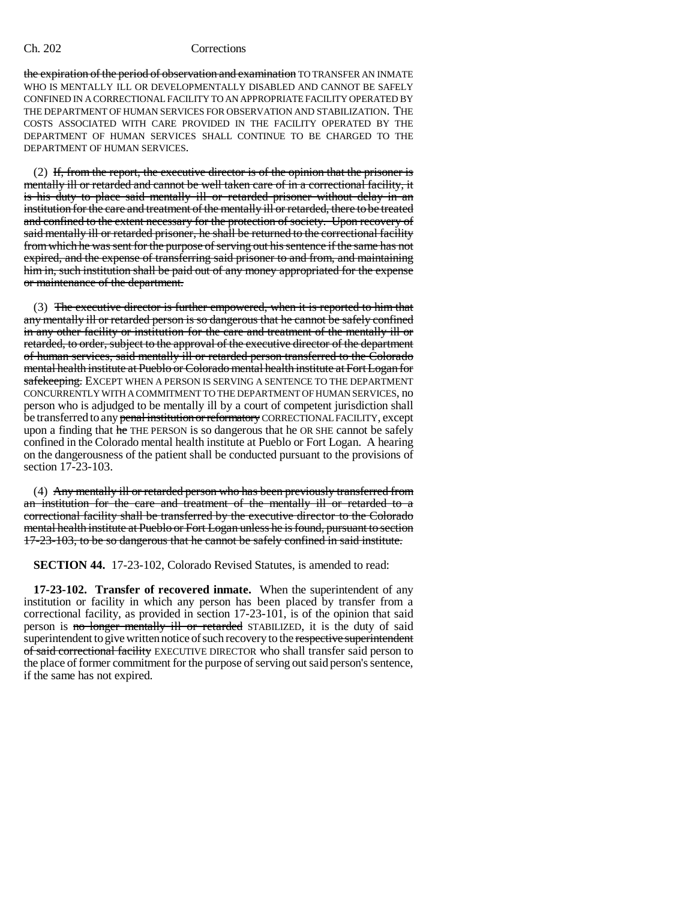the expiration of the period of observation and examination TO TRANSFER AN INMATE WHO IS MENTALLY ILL OR DEVELOPMENTALLY DISABLED AND CANNOT BE SAFELY CONFINED IN A CORRECTIONAL FACILITY TO AN APPROPRIATE FACILITY OPERATED BY THE DEPARTMENT OF HUMAN SERVICES FOR OBSERVATION AND STABILIZATION. THE COSTS ASSOCIATED WITH CARE PROVIDED IN THE FACILITY OPERATED BY THE DEPARTMENT OF HUMAN SERVICES SHALL CONTINUE TO BE CHARGED TO THE DEPARTMENT OF HUMAN SERVICES.

(2) If, from the report, the executive director is of the opinion that the prisoner is mentally ill or retarded and cannot be well taken care of in a correctional facility, it is his duty to place said mentally ill or retarded prisoner without delay in an institution for the care and treatment of the mentally ill or retarded, there to be treated and confined to the extent necessary for the protection of society. Upon recovery of said mentally ill or retarded prisoner, he shall be returned to the correctional facility from which he was sent for the purpose of serving out his sentence if the same has not expired, and the expense of transferring said prisoner to and from, and maintaining him in, such institution shall be paid out of any money appropriated for the expense or maintenance of the department.

(3) The executive director is further empowered, when it is reported to him that any mentally ill or retarded person is so dangerous that he cannot be safely confined in any other facility or institution for the care and treatment of the mentally ill or retarded, to order, subject to the approval of the executive director of the department of human services, said mentally ill or retarded person transferred to the Colorado mental health institute at Pueblo or Colorado mental health institute at Fort Logan for safekeeping. EXCEPT WHEN A PERSON IS SERVING A SENTENCE TO THE DEPARTMENT CONCURRENTLY WITH A COMMITMENT TO THE DEPARTMENT OF HUMAN SERVICES, no person who is adjudged to be mentally ill by a court of competent jurisdiction shall be transferred to any penal institution or reformatory CORRECTIONAL FACILITY, except upon a finding that he THE PERSON is so dangerous that he OR SHE cannot be safely confined in the Colorado mental health institute at Pueblo or Fort Logan. A hearing on the dangerousness of the patient shall be conducted pursuant to the provisions of section 17-23-103.

(4) Any mentally ill or retarded person who has been previously transferred from an institution for the care and treatment of the mentally ill or retarded to a correctional facility shall be transferred by the executive director to the Colorado mental health institute at Pueblo or Fort Logan unless he is found, pursuant to section 17-23-103, to be so dangerous that he cannot be safely confined in said institute.

**SECTION 44.** 17-23-102, Colorado Revised Statutes, is amended to read:

**17-23-102. Transfer of recovered inmate.** When the superintendent of any institution or facility in which any person has been placed by transfer from a correctional facility, as provided in section 17-23-101, is of the opinion that said person is no longer mentally ill or retarded STABILIZED, it is the duty of said superintendent to give written notice of such recovery to the respective superintendent of said correctional facility EXECUTIVE DIRECTOR who shall transfer said person to the place of former commitment for the purpose of serving out said person's sentence, if the same has not expired.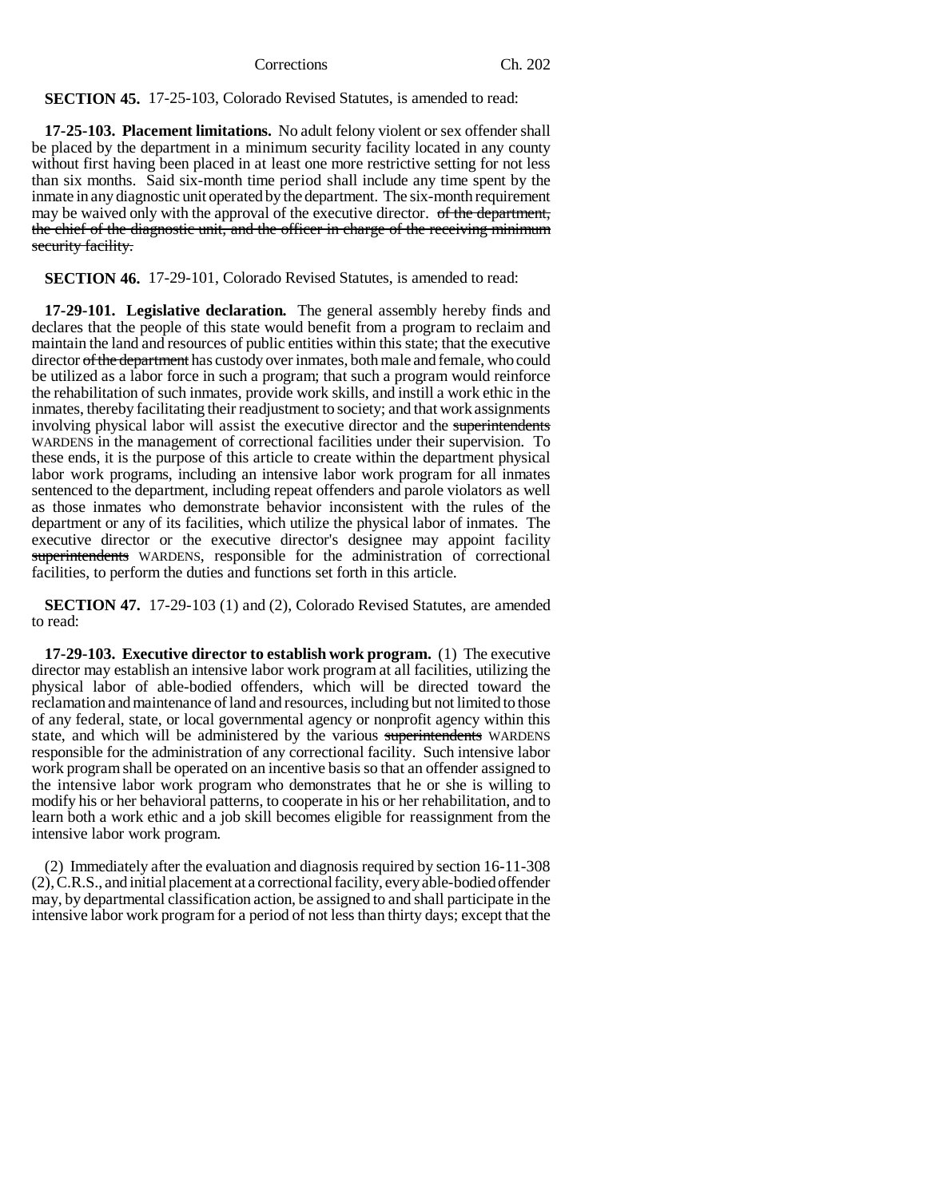**SECTION 45.** 17-25-103, Colorado Revised Statutes, is amended to read:

**17-25-103. Placement limitations.** No adult felony violent or sex offender shall be placed by the department in a minimum security facility located in any county without first having been placed in at least one more restrictive setting for not less than six months. Said six-month time period shall include any time spent by the inmate in any diagnostic unit operated by the department. The six-month requirement may be waived only with the approval of the executive director. ~~of the department, the chief of the diagnostic unit, and the officer in charge of the receiving minimum security facility.~~

**SECTION 46.** 17-29-101, Colorado Revised Statutes, is amended to read:

**17-29-101. Legislative declaration.** The general assembly hereby finds and declares that the people of this state would benefit from a program to reclaim and maintain the land and resources of public entities within this state; that the executive director ~~of the department~~ has custody over inmates, both male and female, who could be utilized as a labor force in such a program; that such a program would reinforce the rehabilitation of such inmates, provide work skills, and instill a work ethic in the inmates, thereby facilitating their readjustment to society; and that work assignments involving physical labor will assist the executive director and the ~~superintendents~~ WARDENS in the management of correctional facilities under their supervision. To these ends, it is the purpose of this article to create within the department physical labor work programs, including an intensive labor work program for all inmates sentenced to the department, including repeat offenders and parole violators as well as those inmates who demonstrate behavior inconsistent with the rules of the department or any of its facilities, which utilize the physical labor of inmates. The executive director or the executive director's designee may appoint facility ~~superintendents~~ WARDENS, responsible for the administration of correctional facilities, to perform the duties and functions set forth in this article.

**SECTION 47.** 17-29-103 (1) and (2), Colorado Revised Statutes, are amended to read:

**17-29-103. Executive director to establish work program.** (1) The executive director may establish an intensive labor work program at all facilities, utilizing the physical labor of able-bodied offenders, which will be directed toward the reclamation and maintenance of land and resources, including but not limited to those of any federal, state, or local governmental agency or nonprofit agency within this state, and which will be administered by the various ~~superintendents~~ WARDENS responsible for the administration of any correctional facility. Such intensive labor work program shall be operated on an incentive basis so that an offender assigned to the intensive labor work program who demonstrates that he or she is willing to modify his or her behavioral patterns, to cooperate in his or her rehabilitation, and to learn both a work ethic and a job skill becomes eligible for reassignment from the intensive labor work program.

(2) Immediately after the evaluation and diagnosis required by section 16-11-308 (2), C.R.S., and initial placement at a correctional facility, every able-bodied offender may, by departmental classification action, be assigned to and shall participate in the intensive labor work program for a period of not less than thirty days; except that the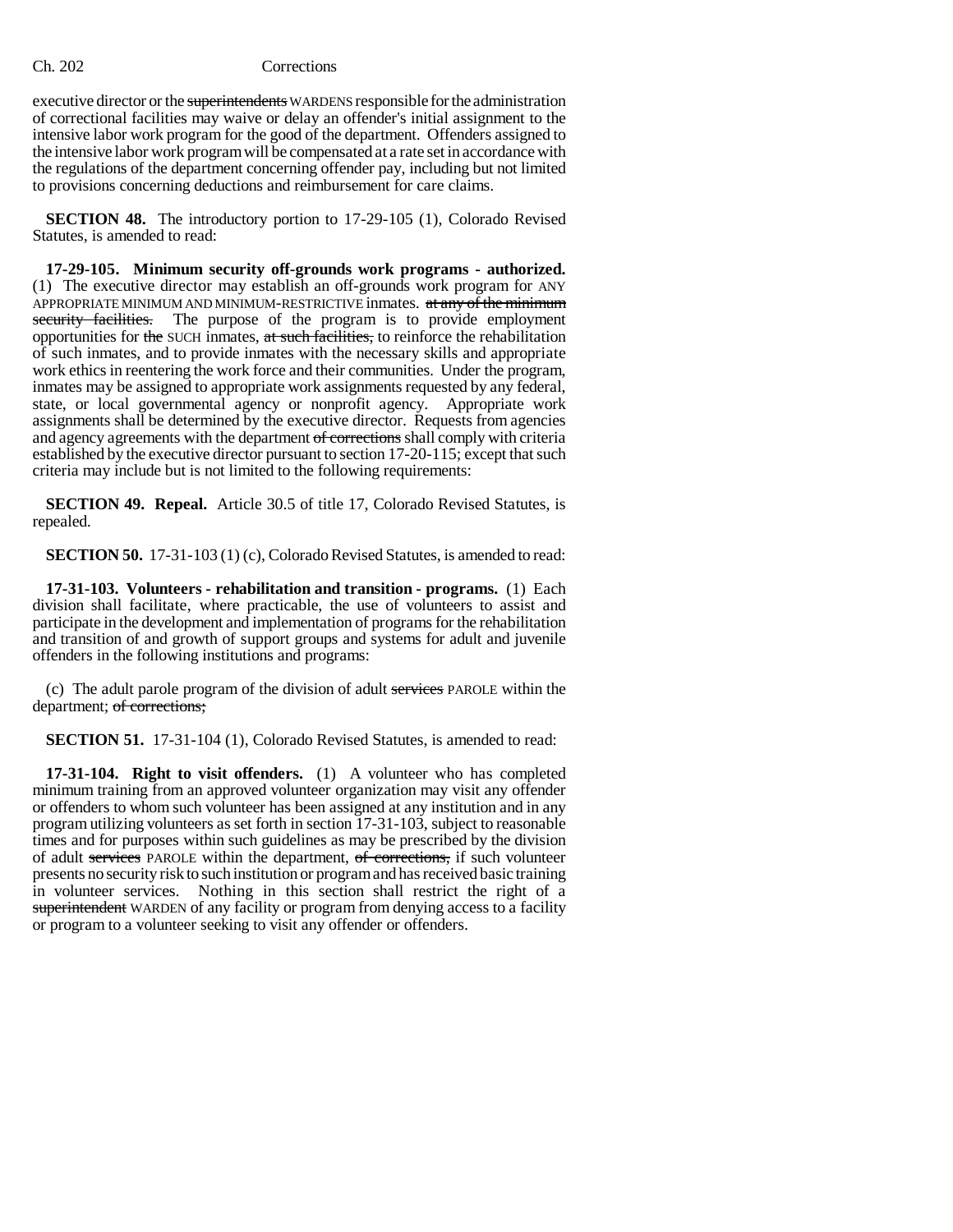executive director or the ~~superintendents~~ WARDENS responsible for the administration of correctional facilities may waive or delay an offender's initial assignment to the intensive labor work program for the good of the department. Offenders assigned to the intensive labor work program will be compensated at a rate set in accordance with the regulations of the department concerning offender pay, including but not limited to provisions concerning deductions and reimbursement for care claims.

**SECTION 48.** The introductory portion to 17-29-105 (1), Colorado Revised Statutes, is amended to read:

**17-29-105. Minimum security off-grounds work programs - authorized.** (1) The executive director may establish an off-grounds work program for ANY APPROPRIATE MINIMUM AND MINIMUM-RESTRICTIVE inmates. ~~at any of the minimum security facilities.~~ The purpose of the program is to provide employment opportunities for ~~the~~ SUCH inmates, ~~at such facilities,~~ to reinforce the rehabilitation of such inmates, and to provide inmates with the necessary skills and appropriate work ethics in reentering the work force and their communities. Under the program, inmates may be assigned to appropriate work assignments requested by any federal, state, or local governmental agency or nonprofit agency. Appropriate work assignments shall be determined by the executive director. Requests from agencies and agency agreements with the department ~~of corrections~~ shall comply with criteria established by the executive director pursuant to section 17-20-115; except that such criteria may include but is not limited to the following requirements:

**SECTION 49. Repeal.** Article 30.5 of title 17, Colorado Revised Statutes, is repealed.

**SECTION 50.** 17-31-103 (1) (c), Colorado Revised Statutes, is amended to read:

**17-31-103. Volunteers - rehabilitation and transition - programs.** (1) Each division shall facilitate, where practicable, the use of volunteers to assist and participate in the development and implementation of programs for the rehabilitation and transition of and growth of support groups and systems for adult and juvenile offenders in the following institutions and programs:

(c) The adult parole program of the division of adult ~~services~~ PAROLE within the department; ~~of corrections;~~

**SECTION 51.** 17-31-104 (1), Colorado Revised Statutes, is amended to read:

**17-31-104. Right to visit offenders.** (1) A volunteer who has completed minimum training from an approved volunteer organization may visit any offender or offenders to whom such volunteer has been assigned at any institution and in any program utilizing volunteers as set forth in section 17-31-103, subject to reasonable times and for purposes within such guidelines as may be prescribed by the division of adult ~~services~~ PAROLE within the department, ~~of corrections,~~ if such volunteer presents no security risk to such institution or program and has received basic training in volunteer services. Nothing in this section shall restrict the right of a ~~superintendent~~ WARDEN of any facility or program from denying access to a facility or program to a volunteer seeking to visit any offender or offenders.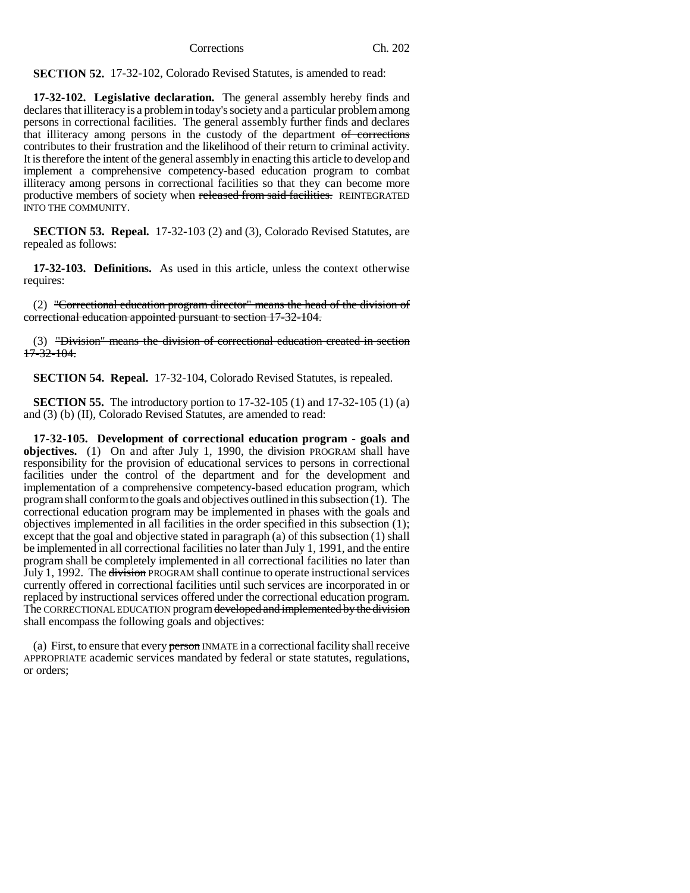**SECTION 52.** 17-32-102, Colorado Revised Statutes, is amended to read:

**17-32-102. Legislative declaration.** The general assembly hereby finds and declares that illiteracy is a problem in today's society and a particular problem among persons in correctional facilities. The general assembly further finds and declares that illiteracy among persons in the custody of the department ~~of corrections~~ contributes to their frustration and the likelihood of their return to criminal activity. It is therefore the intent of the general assembly in enacting this article to develop and implement a comprehensive competency-based education program to combat illiteracy among persons in correctional facilities so that they can become more productive members of society when ~~released from said facilities.~~ REINTEGRATED INTO THE COMMUNITY.

**SECTION 53. Repeal.** 17-32-103 (2) and (3), Colorado Revised Statutes, are repealed as follows:

**17-32-103. Definitions.** As used in this article, unless the context otherwise requires:

(2) ~~"Correctional education program director" means the head of the division of correctional education appointed pursuant to section 17-32-104.~~

(3) ~~"Division" means the division of correctional education created in section 17-32-104.~~

**SECTION 54. Repeal.** 17-32-104, Colorado Revised Statutes, is repealed.

**SECTION 55.** The introductory portion to 17-32-105 (1) and 17-32-105 (1) (a) and (3) (b) (II), Colorado Revised Statutes, are amended to read:

**17-32-105. Development of correctional education program - goals and objectives.** (1) On and after July 1, 1990, the ~~division~~ PROGRAM shall have responsibility for the provision of educational services to persons in correctional facilities under the control of the department and for the development and implementation of a comprehensive competency-based education program, which program shall conform to the goals and objectives outlined in this subsection (1). The correctional education program may be implemented in phases with the goals and objectives implemented in all facilities in the order specified in this subsection (1); except that the goal and objective stated in paragraph (a) of this subsection (1) shall be implemented in all correctional facilities no later than July 1, 1991, and the entire program shall be completely implemented in all correctional facilities no later than July 1, 1992. The ~~division~~ PROGRAM shall continue to operate instructional services currently offered in correctional facilities until such services are incorporated in or replaced by instructional services offered under the correctional education program. The CORRECTIONAL EDUCATION program ~~developed and implemented by the division~~ shall encompass the following goals and objectives:

(a) First, to ensure that every ~~person~~ INMATE in a correctional facility shall receive APPROPRIATE academic services mandated by federal or state statutes, regulations, or orders;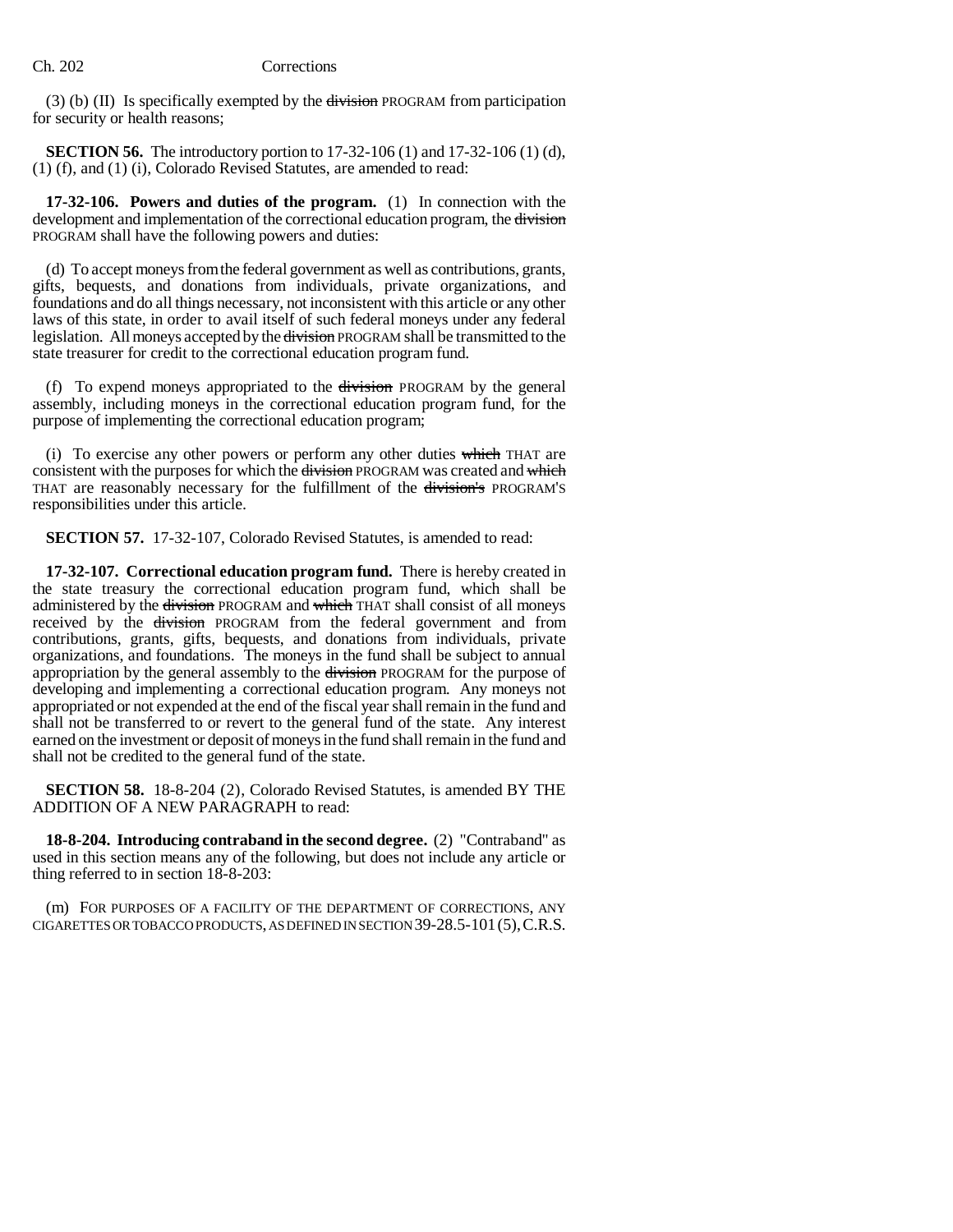(3) (b) (II) Is specifically exempted by the ~~division~~ PROGRAM from participation for security or health reasons;

**SECTION 56.** The introductory portion to 17-32-106 (1) and 17-32-106 (1) (d), (1) (f), and (1) (i), Colorado Revised Statutes, are amended to read:

**17-32-106. Powers and duties of the program.** (1) In connection with the development and implementation of the correctional education program, the ~~division~~ PROGRAM shall have the following powers and duties:

(d) To accept moneys from the federal government as well as contributions, grants, gifts, bequests, and donations from individuals, private organizations, and foundations and do all things necessary, not inconsistent with this article or any other laws of this state, in order to avail itself of such federal moneys under any federal legislation. All moneys accepted by the ~~division~~ PROGRAM shall be transmitted to the state treasurer for credit to the correctional education program fund.

(f) To expend moneys appropriated to the ~~division~~ PROGRAM by the general assembly, including moneys in the correctional education program fund, for the purpose of implementing the correctional education program;

(i) To exercise any other powers or perform any other duties ~~which~~ THAT are consistent with the purposes for which the ~~division~~ PROGRAM was created and ~~which~~ THAT are reasonably necessary for the fulfillment of the ~~division's~~ PROGRAM'S responsibilities under this article.

**SECTION 57.** 17-32-107, Colorado Revised Statutes, is amended to read:

**17-32-107. Correctional education program fund.** There is hereby created in the state treasury the correctional education program fund, which shall be administered by the ~~division~~ PROGRAM and ~~which~~ THAT shall consist of all moneys received by the ~~division~~ PROGRAM from the federal government and from contributions, grants, gifts, bequests, and donations from individuals, private organizations, and foundations. The moneys in the fund shall be subject to annual appropriation by the general assembly to the ~~division~~ PROGRAM for the purpose of developing and implementing a correctional education program. Any moneys not appropriated or not expended at the end of the fiscal year shall remain in the fund and shall not be transferred to or revert to the general fund of the state. Any interest earned on the investment or deposit of moneys in the fund shall remain in the fund and shall not be credited to the general fund of the state.

**SECTION 58.** 18-8-204 (2), Colorado Revised Statutes, is amended BY THE ADDITION OF A NEW PARAGRAPH to read:

**18-8-204. Introducing contraband in the second degree.** (2) "Contraband" as used in this section means any of the following, but does not include any article or thing referred to in section 18-8-203:

(m) FOR PURPOSES OF A FACILITY OF THE DEPARTMENT OF CORRECTIONS, ANY CIGARETTES OR TOBACCO PRODUCTS, AS DEFINED IN SECTION 39-28.5-101 (5), C.R.S.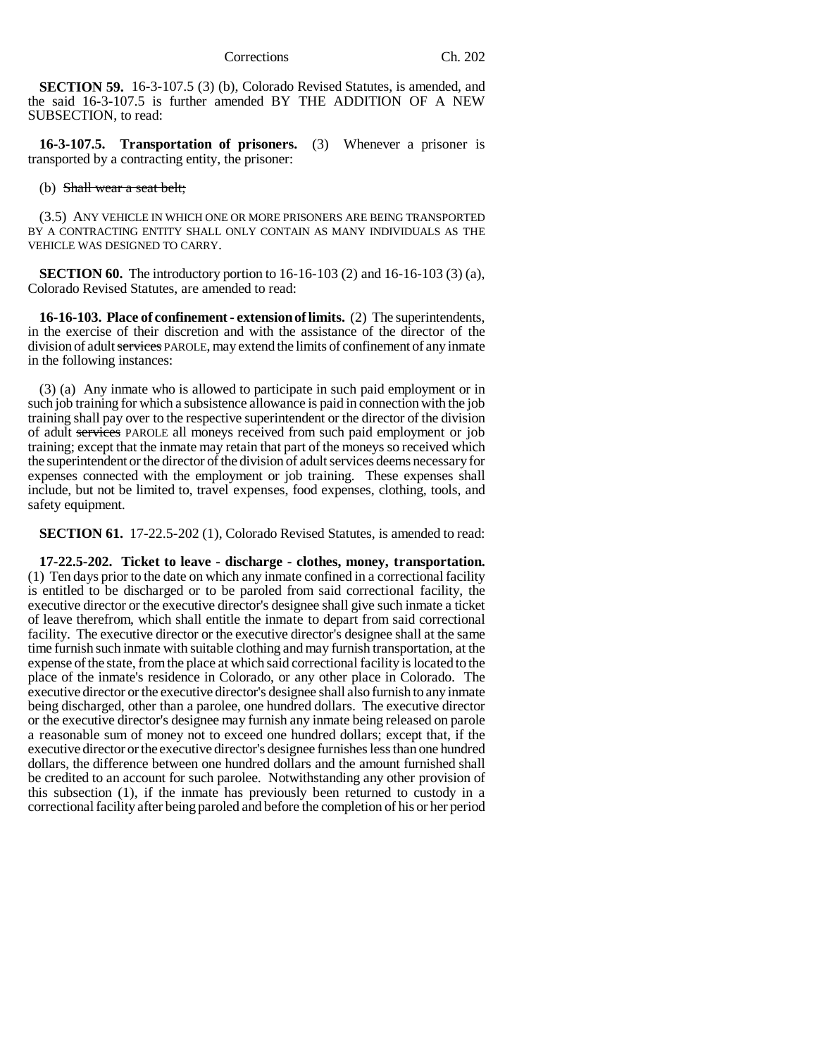**SECTION 59.** 16-3-107.5 (3) (b), Colorado Revised Statutes, is amended, and the said 16-3-107.5 is further amended BY THE ADDITION OF A NEW SUBSECTION, to read:

**16-3-107.5. Transportation of prisoners.** (3) Whenever a prisoner is transported by a contracting entity, the prisoner:

(b) ~~Shall wear a seat belt;~~

(3.5) ANY VEHICLE IN WHICH ONE OR MORE PRISONERS ARE BEING TRANSPORTED BY A CONTRACTING ENTITY SHALL ONLY CONTAIN AS MANY INDIVIDUALS AS THE VEHICLE WAS DESIGNED TO CARRY.

**SECTION 60.** The introductory portion to 16-16-103 (2) and 16-16-103 (3) (a), Colorado Revised Statutes, are amended to read:

**16-16-103. Place of confinement - extension of limits.** (2) The superintendents, in the exercise of their discretion and with the assistance of the director of the division of adult ~~services~~ PAROLE, may extend the limits of confinement of any inmate in the following instances:

(3) (a) Any inmate who is allowed to participate in such paid employment or in such job training for which a subsistence allowance is paid in connection with the job training shall pay over to the respective superintendent or the director of the division of adult ~~services~~ PAROLE all moneys received from such paid employment or job training; except that the inmate may retain that part of the moneys so received which the superintendent or the director of the division of adult services deems necessary for expenses connected with the employment or job training. These expenses shall include, but not be limited to, travel expenses, food expenses, clothing, tools, and safety equipment.

**SECTION 61.** 17-22.5-202 (1), Colorado Revised Statutes, is amended to read:

**17-22.5-202. Ticket to leave - discharge - clothes, money, transportation.** (1) Ten days prior to the date on which any inmate confined in a correctional facility is entitled to be discharged or to be paroled from said correctional facility, the executive director or the executive director's designee shall give such inmate a ticket of leave therefrom, which shall entitle the inmate to depart from said correctional facility. The executive director or the executive director's designee shall at the same time furnish such inmate with suitable clothing and may furnish transportation, at the expense of the state, from the place at which said correctional facility is located to the place of the inmate's residence in Colorado, or any other place in Colorado. The executive director or the executive director's designee shall also furnish to any inmate being discharged, other than a parolee, one hundred dollars. The executive director or the executive director's designee may furnish any inmate being released on parole a reasonable sum of money not to exceed one hundred dollars; except that, if the executive director or the executive director's designee furnishes less than one hundred dollars, the difference between one hundred dollars and the amount furnished shall be credited to an account for such parolee. Notwithstanding any other provision of this subsection (1), if the inmate has previously been returned to custody in a correctional facility after being paroled and before the completion of his or her period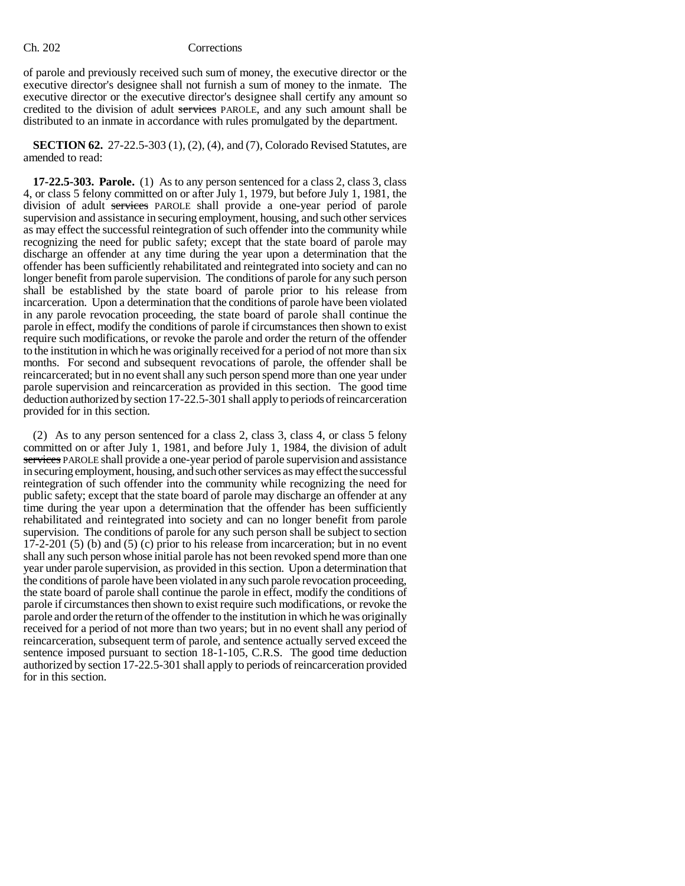of parole and previously received such sum of money, the executive director or the executive director's designee shall not furnish a sum of money to the inmate. The executive director or the executive director's designee shall certify any amount so credited to the division of adult ~~services~~ PAROLE, and any such amount shall be distributed to an inmate in accordance with rules promulgated by the department.

**SECTION 62.** 27-22.5-303 (1), (2), (4), and (7), Colorado Revised Statutes, are amended to read:

**17-22.5-303. Parole.** (1) As to any person sentenced for a class 2, class 3, class 4, or class 5 felony committed on or after July 1, 1979, but before July 1, 1981, the division of adult ~~services~~ PAROLE shall provide a one-year period of parole supervision and assistance in securing employment, housing, and such other services as may effect the successful reintegration of such offender into the community while recognizing the need for public safety; except that the state board of parole may discharge an offender at any time during the year upon a determination that the offender has been sufficiently rehabilitated and reintegrated into society and can no longer benefit from parole supervision. The conditions of parole for any such person shall be established by the state board of parole prior to his release from incarceration. Upon a determination that the conditions of parole have been violated in any parole revocation proceeding, the state board of parole shall continue the parole in effect, modify the conditions of parole if circumstances then shown to exist require such modifications, or revoke the parole and order the return of the offender to the institution in which he was originally received for a period of not more than six months. For second and subsequent revocations of parole, the offender shall be reincarcerated; but in no event shall any such person spend more than one year under parole supervision and reincarceration as provided in this section. The good time deduction authorized by section 17-22.5-301 shall apply to periods of reincarceration provided for in this section.

(2) As to any person sentenced for a class 2, class 3, class 4, or class 5 felony committed on or after July 1, 1981, and before July 1, 1984, the division of adult ~~services~~ PAROLE shall provide a one-year period of parole supervision and assistance in securing employment, housing, and such other services as may effect the successful reintegration of such offender into the community while recognizing the need for public safety; except that the state board of parole may discharge an offender at any time during the year upon a determination that the offender has been sufficiently rehabilitated and reintegrated into society and can no longer benefit from parole supervision. The conditions of parole for any such person shall be subject to section 17-2-201 (5) (b) and (5) (c) prior to his release from incarceration; but in no event shall any such person whose initial parole has not been revoked spend more than one year under parole supervision, as provided in this section. Upon a determination that the conditions of parole have been violated in any such parole revocation proceeding, the state board of parole shall continue the parole in effect, modify the conditions of parole if circumstances then shown to exist require such modifications, or revoke the parole and order the return of the offender to the institution in which he was originally received for a period of not more than two years; but in no event shall any period of reincarceration, subsequent term of parole, and sentence actually served exceed the sentence imposed pursuant to section 18-1-105, C.R.S. The good time deduction authorized by section 17-22.5-301 shall apply to periods of reincarceration provided for in this section.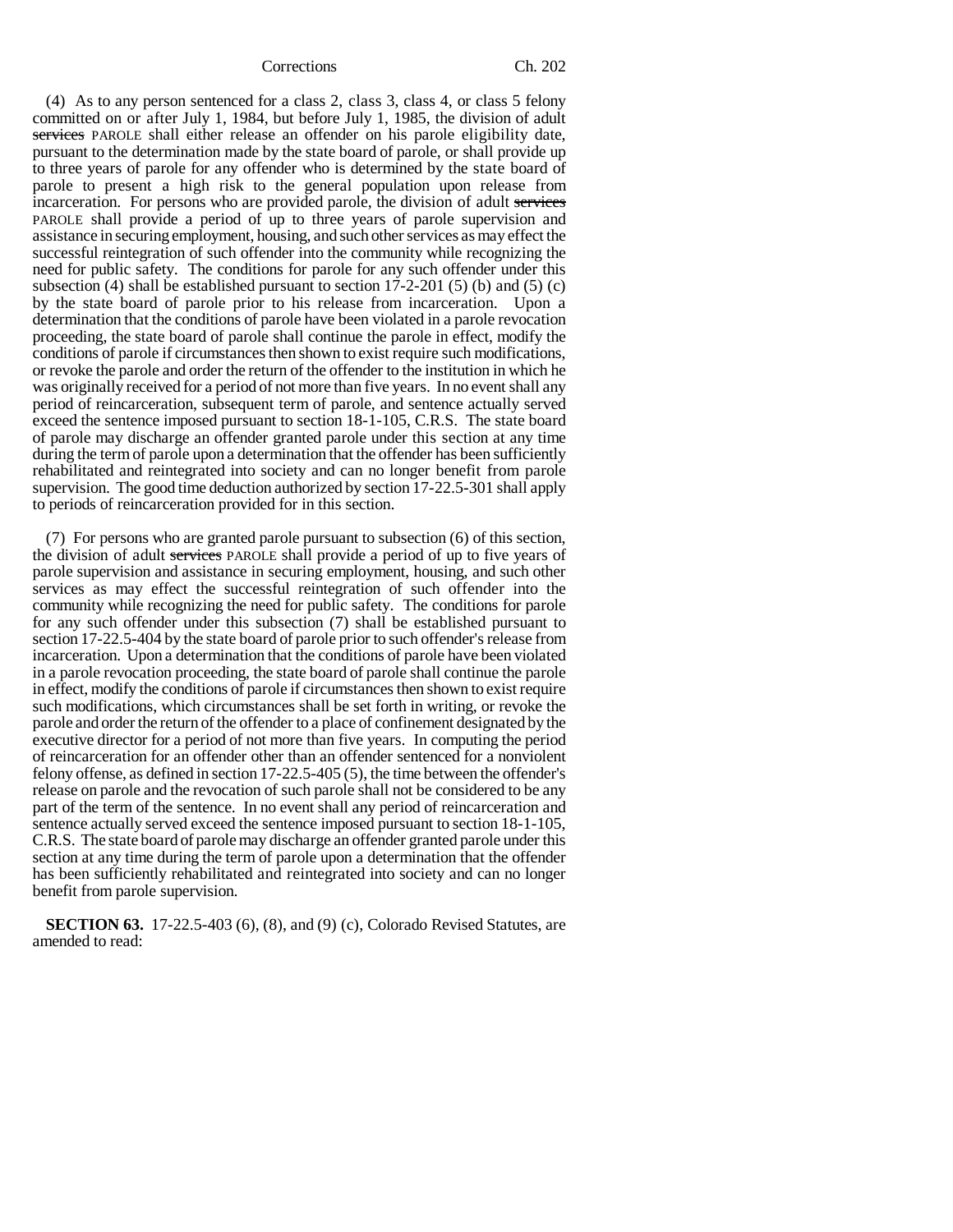(4) As to any person sentenced for a class 2, class 3, class 4, or class 5 felony committed on or after July 1, 1984, but before July 1, 1985, the division of adult ~~services~~ PAROLE shall either release an offender on his parole eligibility date, pursuant to the determination made by the state board of parole, or shall provide up to three years of parole for any offender who is determined by the state board of parole to present a high risk to the general population upon release from incarceration. For persons who are provided parole, the division of adult ~~services~~ PAROLE shall provide a period of up to three years of parole supervision and assistance in securing employment, housing, and such other services as may effect the successful reintegration of such offender into the community while recognizing the need for public safety. The conditions for parole for any such offender under this subsection (4) shall be established pursuant to section 17-2-201 (5) (b) and (5) (c) by the state board of parole prior to his release from incarceration. Upon a determination that the conditions of parole have been violated in a parole revocation proceeding, the state board of parole shall continue the parole in effect, modify the conditions of parole if circumstances then shown to exist require such modifications, or revoke the parole and order the return of the offender to the institution in which he was originally received for a period of not more than five years. In no event shall any period of reincarceration, subsequent term of parole, and sentence actually served exceed the sentence imposed pursuant to section 18-1-105, C.R.S. The state board of parole may discharge an offender granted parole under this section at any time during the term of parole upon a determination that the offender has been sufficiently rehabilitated and reintegrated into society and can no longer benefit from parole supervision. The good time deduction authorized by section 17-22.5-301 shall apply to periods of reincarceration provided for in this section.

(7) For persons who are granted parole pursuant to subsection (6) of this section, the division of adult ~~services~~ PAROLE shall provide a period of up to five years of parole supervision and assistance in securing employment, housing, and such other services as may effect the successful reintegration of such offender into the community while recognizing the need for public safety. The conditions for parole for any such offender under this subsection (7) shall be established pursuant to section 17-22.5-404 by the state board of parole prior to such offender's release from incarceration. Upon a determination that the conditions of parole have been violated in a parole revocation proceeding, the state board of parole shall continue the parole in effect, modify the conditions of parole if circumstances then shown to exist require such modifications, which circumstances shall be set forth in writing, or revoke the parole and order the return of the offender to a place of confinement designated by the executive director for a period of not more than five years. In computing the period of reincarceration for an offender other than an offender sentenced for a nonviolent felony offense, as defined in section 17-22.5-405 (5), the time between the offender's release on parole and the revocation of such parole shall not be considered to be any part of the term of the sentence. In no event shall any period of reincarceration and sentence actually served exceed the sentence imposed pursuant to section 18-1-105, C.R.S. The state board of parole may discharge an offender granted parole under this section at any time during the term of parole upon a determination that the offender has been sufficiently rehabilitated and reintegrated into society and can no longer benefit from parole supervision.

**SECTION 63.** 17-22.5-403 (6), (8), and (9) (c), Colorado Revised Statutes, are amended to read: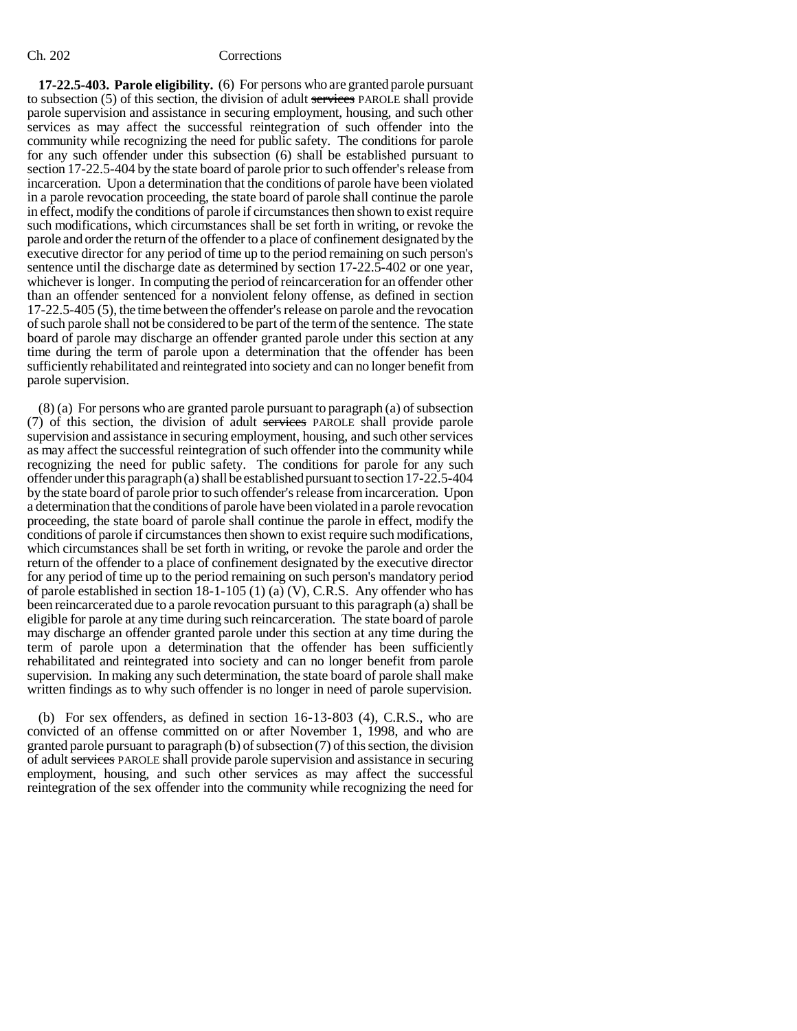**17-22.5-403. Parole eligibility.** (6) For persons who are granted parole pursuant to subsection (5) of this section, the division of adult ~~services~~ PAROLE shall provide parole supervision and assistance in securing employment, housing, and such other services as may affect the successful reintegration of such offender into the community while recognizing the need for public safety. The conditions for parole for any such offender under this subsection (6) shall be established pursuant to section 17-22.5-404 by the state board of parole prior to such offender's release from incarceration. Upon a determination that the conditions of parole have been violated in a parole revocation proceeding, the state board of parole shall continue the parole in effect, modify the conditions of parole if circumstances then shown to exist require such modifications, which circumstances shall be set forth in writing, or revoke the parole and order the return of the offender to a place of confinement designated by the executive director for any period of time up to the period remaining on such person's sentence until the discharge date as determined by section 17-22.5-402 or one year, whichever is longer. In computing the period of reincarceration for an offender other than an offender sentenced for a nonviolent felony offense, as defined in section 17-22.5-405 (5), the time between the offender's release on parole and the revocation of such parole shall not be considered to be part of the term of the sentence. The state board of parole may discharge an offender granted parole under this section at any time during the term of parole upon a determination that the offender has been sufficiently rehabilitated and reintegrated into society and can no longer benefit from parole supervision.

(8) (a) For persons who are granted parole pursuant to paragraph (a) of subsection (7) of this section, the division of adult ~~services~~ PAROLE shall provide parole supervision and assistance in securing employment, housing, and such other services as may affect the successful reintegration of such offender into the community while recognizing the need for public safety. The conditions for parole for any such offender under this paragraph (a) shall be established pursuant to section 17-22.5-404 by the state board of parole prior to such offender's release from incarceration. Upon a determination that the conditions of parole have been violated in a parole revocation proceeding, the state board of parole shall continue the parole in effect, modify the conditions of parole if circumstances then shown to exist require such modifications, which circumstances shall be set forth in writing, or revoke the parole and order the return of the offender to a place of confinement designated by the executive director for any period of time up to the period remaining on such person's mandatory period of parole established in section 18-1-105 (1) (a) (V), C.R.S. Any offender who has been reincarcerated due to a parole revocation pursuant to this paragraph (a) shall be eligible for parole at any time during such reincarceration. The state board of parole may discharge an offender granted parole under this section at any time during the term of parole upon a determination that the offender has been sufficiently rehabilitated and reintegrated into society and can no longer benefit from parole supervision. In making any such determination, the state board of parole shall make written findings as to why such offender is no longer in need of parole supervision.

(b) For sex offenders, as defined in section 16-13-803 (4), C.R.S., who are convicted of an offense committed on or after November 1, 1998, and who are granted parole pursuant to paragraph (b) of subsection (7) of this section, the division of adult ~~services~~ PAROLE shall provide parole supervision and assistance in securing employment, housing, and such other services as may affect the successful reintegration of the sex offender into the community while recognizing the need for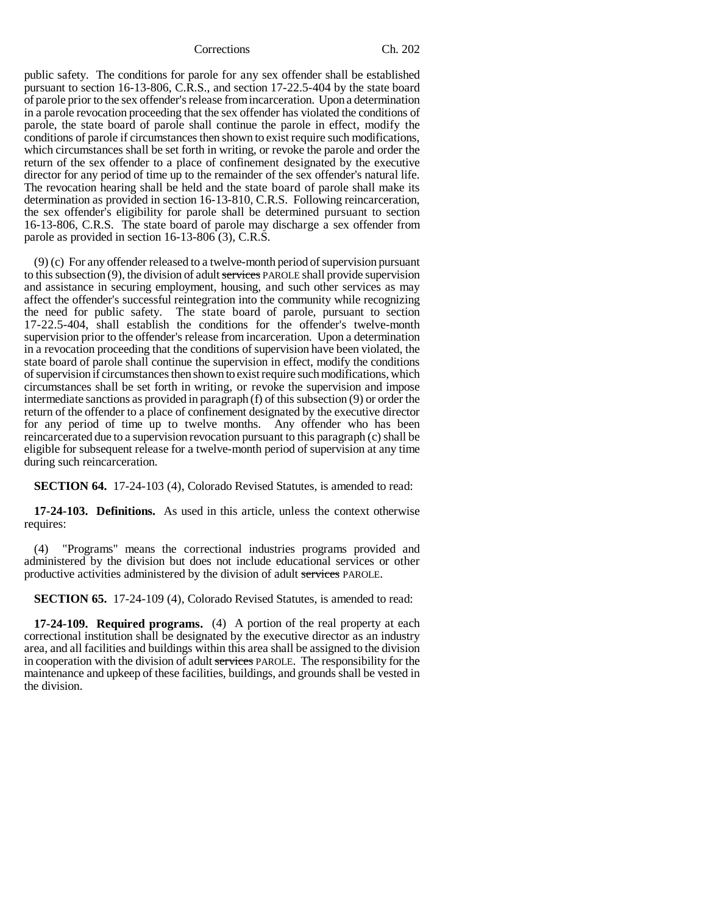public safety. The conditions for parole for any sex offender shall be established pursuant to section 16-13-806, C.R.S., and section 17-22.5-404 by the state board of parole prior to the sex offender's release from incarceration. Upon a determination in a parole revocation proceeding that the sex offender has violated the conditions of parole, the state board of parole shall continue the parole in effect, modify the conditions of parole if circumstances then shown to exist require such modifications, which circumstances shall be set forth in writing, or revoke the parole and order the return of the sex offender to a place of confinement designated by the executive director for any period of time up to the remainder of the sex offender's natural life. The revocation hearing shall be held and the state board of parole shall make its determination as provided in section 16-13-810, C.R.S. Following reincarceration, the sex offender's eligibility for parole shall be determined pursuant to section 16-13-806, C.R.S. The state board of parole may discharge a sex offender from parole as provided in section 16-13-806 (3), C.R.S.

(9) (c) For any offender released to a twelve-month period of supervision pursuant to this subsection (9), the division of adult ~~services~~ PAROLE shall provide supervision and assistance in securing employment, housing, and such other services as may affect the offender's successful reintegration into the community while recognizing the need for public safety. The state board of parole, pursuant to section 17-22.5-404, shall establish the conditions for the offender's twelve-month supervision prior to the offender's release from incarceration. Upon a determination in a revocation proceeding that the conditions of supervision have been violated, the state board of parole shall continue the supervision in effect, modify the conditions of supervision if circumstances then shown to exist require such modifications, which circumstances shall be set forth in writing, or revoke the supervision and impose intermediate sanctions as provided in paragraph (f) of this subsection (9) or order the return of the offender to a place of confinement designated by the executive director for any period of time up to twelve months. Any offender who has been reincarcerated due to a supervision revocation pursuant to this paragraph (c) shall be eligible for subsequent release for a twelve-month period of supervision at any time during such reincarceration.

**SECTION 64.** 17-24-103 (4), Colorado Revised Statutes, is amended to read:

**17-24-103. Definitions.** As used in this article, unless the context otherwise requires:

(4) "Programs" means the correctional industries programs provided and administered by the division but does not include educational services or other productive activities administered by the division of adult ~~services~~ PAROLE.

**SECTION 65.** 17-24-109 (4), Colorado Revised Statutes, is amended to read:

**17-24-109. Required programs.** (4) A portion of the real property at each correctional institution shall be designated by the executive director as an industry area, and all facilities and buildings within this area shall be assigned to the division in cooperation with the division of adult ~~services~~ PAROLE. The responsibility for the maintenance and upkeep of these facilities, buildings, and grounds shall be vested in the division.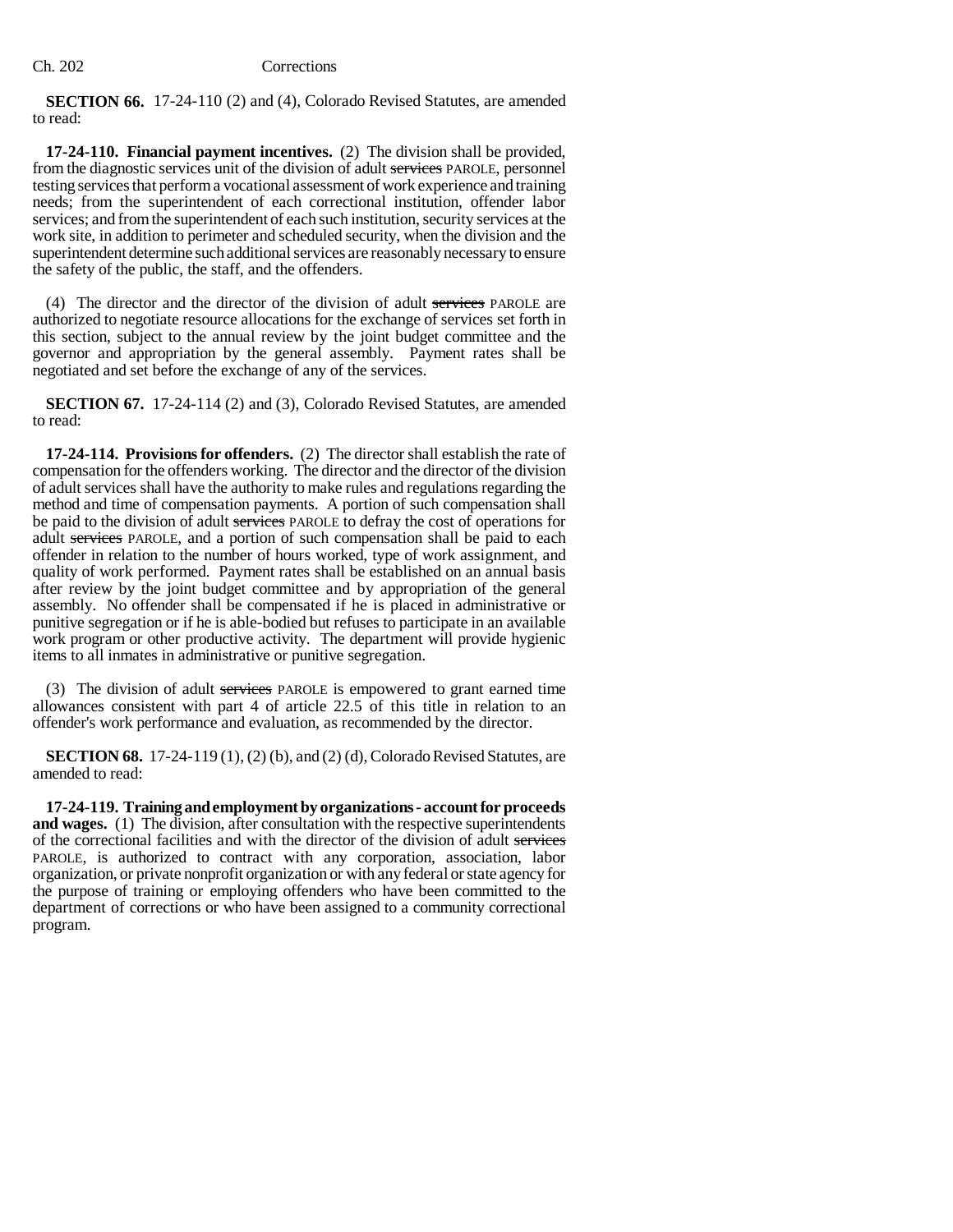**SECTION 66.** 17-24-110 (2) and (4), Colorado Revised Statutes, are amended to read:

**17-24-110. Financial payment incentives.** (2) The division shall be provided, from the diagnostic services unit of the division of adult ~~services~~ PAROLE, personnel testing services that perform a vocational assessment of work experience and training needs; from the superintendent of each correctional institution, offender labor services; and from the superintendent of each such institution, security services at the work site, in addition to perimeter and scheduled security, when the division and the superintendent determine such additional services are reasonably necessary to ensure the safety of the public, the staff, and the offenders.

(4) The director and the director of the division of adult ~~services~~ PAROLE are authorized to negotiate resource allocations for the exchange of services set forth in this section, subject to the annual review by the joint budget committee and the governor and appropriation by the general assembly. Payment rates shall be negotiated and set before the exchange of any of the services.

**SECTION 67.** 17-24-114 (2) and (3), Colorado Revised Statutes, are amended to read:

**17-24-114. Provisions for offenders.** (2) The director shall establish the rate of compensation for the offenders working. The director and the director of the division of adult services shall have the authority to make rules and regulations regarding the method and time of compensation payments. A portion of such compensation shall be paid to the division of adult ~~services~~ PAROLE to defray the cost of operations for adult ~~services~~ PAROLE, and a portion of such compensation shall be paid to each offender in relation to the number of hours worked, type of work assignment, and quality of work performed. Payment rates shall be established on an annual basis after review by the joint budget committee and by appropriation of the general assembly. No offender shall be compensated if he is placed in administrative or punitive segregation or if he is able-bodied but refuses to participate in an available work program or other productive activity. The department will provide hygienic items to all inmates in administrative or punitive segregation.

(3) The division of adult ~~services~~ PAROLE is empowered to grant earned time allowances consistent with part 4 of article 22.5 of this title in relation to an offender's work performance and evaluation, as recommended by the director.

**SECTION 68.** 17-24-119 (1), (2) (b), and (2) (d), Colorado Revised Statutes, are amended to read:

**17-24-119. Training and employment by organizations - account for proceeds and wages.** (1) The division, after consultation with the respective superintendents of the correctional facilities and with the director of the division of adult ~~services~~ PAROLE, is authorized to contract with any corporation, association, labor organization, or private nonprofit organization or with any federal or state agency for the purpose of training or employing offenders who have been committed to the department of corrections or who have been assigned to a community correctional program.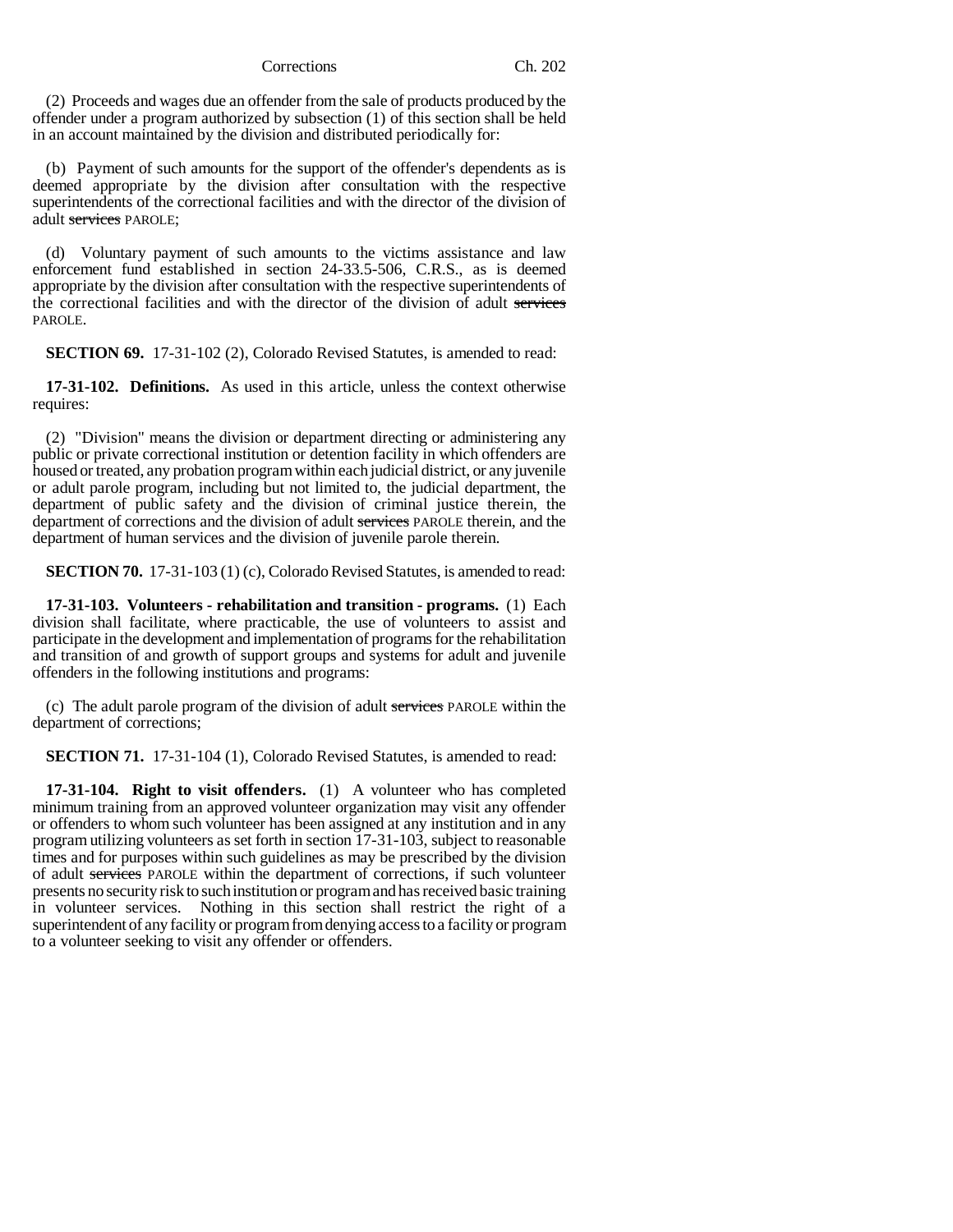(2) Proceeds and wages due an offender from the sale of products produced by the offender under a program authorized by subsection (1) of this section shall be held in an account maintained by the division and distributed periodically for:

(b) Payment of such amounts for the support of the offender's dependents as is deemed appropriate by the division after consultation with the respective superintendents of the correctional facilities and with the director of the division of adult ~~services~~ PAROLE;

(d) Voluntary payment of such amounts to the victims assistance and law enforcement fund established in section 24-33.5-506, C.R.S., as is deemed appropriate by the division after consultation with the respective superintendents of the correctional facilities and with the director of the division of adult ~~services~~ PAROLE.

**SECTION 69.** 17-31-102 (2), Colorado Revised Statutes, is amended to read:

**17-31-102. Definitions.** As used in this article, unless the context otherwise requires:

(2) "Division" means the division or department directing or administering any public or private correctional institution or detention facility in which offenders are housed or treated, any probation program within each judicial district, or any juvenile or adult parole program, including but not limited to, the judicial department, the department of public safety and the division of criminal justice therein, the department of corrections and the division of adult ~~services~~ PAROLE therein, and the department of human services and the division of juvenile parole therein.

**SECTION 70.** 17-31-103 (1) (c), Colorado Revised Statutes, is amended to read:

**17-31-103. Volunteers - rehabilitation and transition - programs.** (1) Each division shall facilitate, where practicable, the use of volunteers to assist and participate in the development and implementation of programs for the rehabilitation and transition of and growth of support groups and systems for adult and juvenile offenders in the following institutions and programs:

(c) The adult parole program of the division of adult ~~services~~ PAROLE within the department of corrections;

**SECTION 71.** 17-31-104 (1), Colorado Revised Statutes, is amended to read:

**17-31-104. Right to visit offenders.** (1) A volunteer who has completed minimum training from an approved volunteer organization may visit any offender or offenders to whom such volunteer has been assigned at any institution and in any program utilizing volunteers as set forth in section 17-31-103, subject to reasonable times and for purposes within such guidelines as may be prescribed by the division of adult ~~services~~ PAROLE within the department of corrections, if such volunteer presents no security risk to such institution or program and has received basic training in volunteer services. Nothing in this section shall restrict the right of a superintendent of any facility or program from denying access to a facility or program to a volunteer seeking to visit any offender or offenders.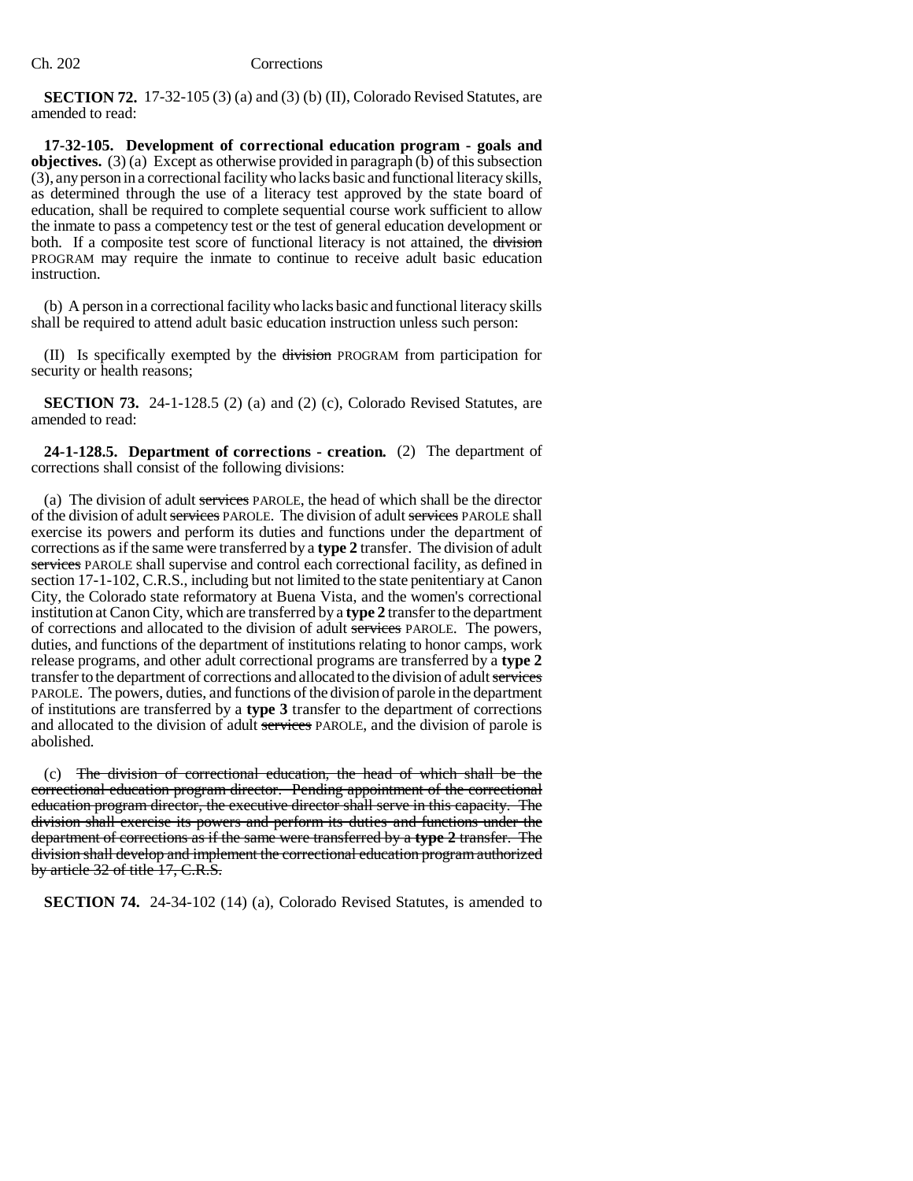**SECTION 72.** 17-32-105 (3) (a) and (3) (b) (II), Colorado Revised Statutes, are amended to read:

**17-32-105. Development of correctional education program - goals and objectives.** (3) (a) Except as otherwise provided in paragraph (b) of this subsection (3), any person in a correctional facility who lacks basic and functional literacy skills, as determined through the use of a literacy test approved by the state board of education, shall be required to complete sequential course work sufficient to allow the inmate to pass a competency test or the test of general education development or both. If a composite test score of functional literacy is not attained, the ~~division~~ PROGRAM may require the inmate to continue to receive adult basic education instruction.

(b) A person in a correctional facility who lacks basic and functional literacy skills shall be required to attend adult basic education instruction unless such person:

(II) Is specifically exempted by the ~~division~~ PROGRAM from participation for security or health reasons;

**SECTION 73.** 24-1-128.5 (2) (a) and (2) (c), Colorado Revised Statutes, are amended to read:

**24-1-128.5. Department of corrections - creation.** (2) The department of corrections shall consist of the following divisions:

(a) The division of adult ~~services~~ PAROLE, the head of which shall be the director of the division of adult ~~services~~ PAROLE. The division of adult ~~services~~ PAROLE shall exercise its powers and perform its duties and functions under the department of corrections as if the same were transferred by a **type 2** transfer. The division of adult ~~services~~ PAROLE shall supervise and control each correctional facility, as defined in section 17-1-102, C.R.S., including but not limited to the state penitentiary at Canon City, the Colorado state reformatory at Buena Vista, and the women's correctional institution at Canon City, which are transferred by a **type 2** transfer to the department of corrections and allocated to the division of adult ~~services~~ PAROLE. The powers, duties, and functions of the department of institutions relating to honor camps, work release programs, and other adult correctional programs are transferred by a **type 2** transfer to the department of corrections and allocated to the division of adult ~~services~~ PAROLE. The powers, duties, and functions of the division of parole in the department of institutions are transferred by a **type 3** transfer to the department of corrections and allocated to the division of adult ~~services~~ PAROLE, and the division of parole is abolished.

(c) ~~The division of correctional education, the head of which shall be the correctional education program director. Pending appointment of the correctional education program director, the executive director shall serve in this capacity. The division shall exercise its powers and perform its duties and functions under the department of corrections as if the same were transferred by a **type 2** transfer. The division shall develop and implement the correctional education program authorized by article 32 of title 17, C.R.S.~~

**SECTION 74.** 24-34-102 (14) (a), Colorado Revised Statutes, is amended to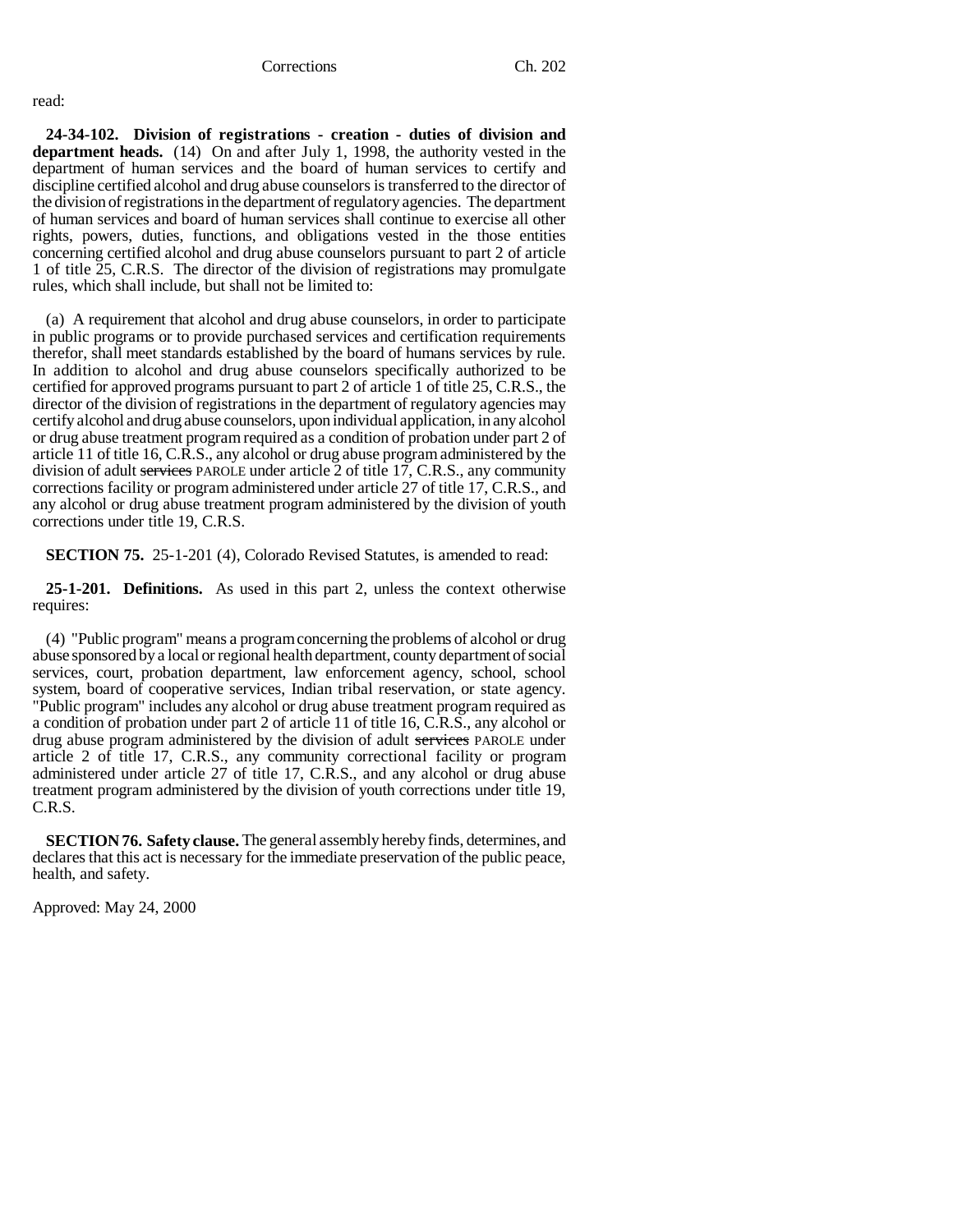read:

**24-34-102. Division of registrations - creation - duties of division and department heads.** (14) On and after July 1, 1998, the authority vested in the department of human services and the board of human services to certify and discipline certified alcohol and drug abuse counselors is transferred to the director of the division of registrations in the department of regulatory agencies. The department of human services and board of human services shall continue to exercise all other rights, powers, duties, functions, and obligations vested in the those entities concerning certified alcohol and drug abuse counselors pursuant to part 2 of article 1 of title 25, C.R.S. The director of the division of registrations may promulgate rules, which shall include, but shall not be limited to:

(a) A requirement that alcohol and drug abuse counselors, in order to participate in public programs or to provide purchased services and certification requirements therefor, shall meet standards established by the board of humans services by rule. In addition to alcohol and drug abuse counselors specifically authorized to be certified for approved programs pursuant to part 2 of article 1 of title 25, C.R.S., the director of the division of registrations in the department of regulatory agencies may certify alcohol and drug abuse counselors, upon individual application, in any alcohol or drug abuse treatment program required as a condition of probation under part 2 of article 11 of title 16, C.R.S., any alcohol or drug abuse program administered by the division of adult ~~services~~ PAROLE under article 2 of title 17, C.R.S., any community corrections facility or program administered under article 27 of title 17, C.R.S., and any alcohol or drug abuse treatment program administered by the division of youth corrections under title 19, C.R.S.

**SECTION 75.** 25-1-201 (4), Colorado Revised Statutes, is amended to read:

**25-1-201. Definitions.** As used in this part 2, unless the context otherwise requires:

(4) "Public program" means a program concerning the problems of alcohol or drug abuse sponsored by a local or regional health department, county department of social services, court, probation department, law enforcement agency, school, school system, board of cooperative services, Indian tribal reservation, or state agency. "Public program" includes any alcohol or drug abuse treatment program required as a condition of probation under part 2 of article 11 of title 16, C.R.S., any alcohol or drug abuse program administered by the division of adult ~~services~~ PAROLE under article 2 of title 17, C.R.S., any community correctional facility or program administered under article 27 of title 17, C.R.S., and any alcohol or drug abuse treatment program administered by the division of youth corrections under title 19, C.R.S.

**SECTION 76. Safety clause.** The general assembly hereby finds, determines, and declares that this act is necessary for the immediate preservation of the public peace, health, and safety.

Approved: May 24, 2000